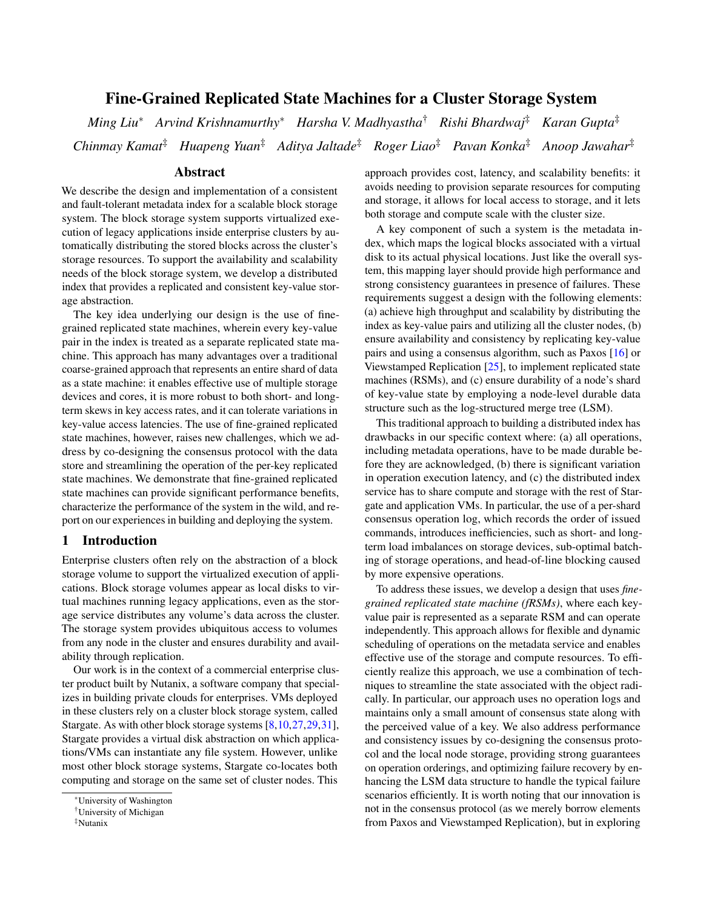# Fine-Grained Replicated State Machines for a Cluster Storage System

*Ming Liu*[*] *Arvind Krishnamurthy*[*] *Harsha V. Madhyastha*[†] *Rishi Bhardwaj*[‡] *Karan Gupta*[‡] *Chinmay Kamat*[‡] *Huapeng Yuan*[‡] *Aditya Jaltade*[‡] *Roger Liao*[‡] *Pavan Konka*[‡] *Anoop Jawahar*[‡]

## Abstract

We describe the design and implementation of a consistent and fault-tolerant metadata index for a scalable block storage system. The block storage system supports virtualized execution of legacy applications inside enterprise clusters by automatically distributing the stored blocks across the cluster's storage resources. To support the availability and scalability needs of the block storage system, we develop a distributed index that provides a replicated and consistent key-value storage abstraction.

The key idea underlying our design is the use of fine-grained replicated state machines, wherein every key-value pair in the index is treated as a separate replicated state machine. This approach has many advantages over a traditional coarse-grained approach that represents an entire shard of data as a state machine: it enables effective use of multiple storage devices and cores, it is more robust to both short- and long-term skews in key access rates, and it can tolerate variations in key-value access latencies. The use of fine-grained replicated state machines, however, raises new challenges, which we address by co-designing the consensus protocol with the data store and streamlining the operation of the per-key replicated state machines. We demonstrate that fine-grained replicated state machines can provide significant performance benefits, characterize the performance of the system in the wild, and report on our experiences in building and deploying the system.

## 1 Introduction

Enterprise clusters often rely on the abstraction of a block storage volume to support the virtualized execution of applications. Block storage volumes appear as local disks to virtual machines running legacy applications, even as the storage service distributes any volume's data across the cluster. The storage system provides ubiquitous access to volumes from any node in the cluster and ensures durability and availability through replication.

Our work is in the context of a commercial enterprise cluster product built by Nutanix, a software company that specializes in building private clouds for enterprises. VMs deployed in these clusters rely on a cluster block storage system, called Stargate. As with other block storage systems [8,10,27,29,31], Stargate provides a virtual disk abstraction on which applications/VMs can instantiate any file system. However, unlike most other block storage systems, Stargate co-locates both computing and storage on the same set of cluster nodes. This approach provides cost, latency, and scalability benefits: it avoids needing to provision separate resources for computing and storage, it allows for local access to storage, and it lets both storage and compute scale with the cluster size.

A key component of such a system is the metadata index, which maps the logical blocks associated with a virtual disk to its actual physical locations. Just like the overall system, this mapping layer should provide high performance and strong consistency guarantees in presence of failures. These requirements suggest a design with the following elements: (a) achieve high throughput and scalability by distributing the index as key-value pairs and utilizing all the cluster nodes, (b) ensure availability and consistency by replicating key-value pairs and using a consensus algorithm, such as Paxos [16] or Viewstamped Replication [25], to implement replicated state machines (RSMs), and (c) ensure durability of a node's shard of key-value state by employing a node-level durable data structure such as the log-structured merge tree (LSM).

This traditional approach to building a distributed index has drawbacks in our specific context where: (a) all operations, including metadata operations, have to be made durable before they are acknowledged, (b) there is significant variation in operation execution latency, and (c) the distributed index service has to share compute and storage with the rest of Stargate and application VMs. In particular, the use of a per-shard consensus operation log, which records the order of issued commands, introduces inefficiencies, such as short- and long-term load imbalances on storage devices, sub-optimal batching of storage operations, and head-of-line blocking caused by more expensive operations.

To address these issues, we develop a design that uses *fine-grained replicated state machine (fRSMs)*, where each key-value pair is represented as a separate RSM and can operate independently. This approach allows for flexible and dynamic scheduling of operations on the metadata service and enables effective use of the storage and compute resources. To efficiently realize this approach, we use a combination of techniques to streamline the state associated with the object radically. In particular, our approach uses no operation logs and maintains only a small amount of consensus state along with the perceived value of a key. We also address performance and consistency issues by co-designing the consensus protocol and the local node storage, providing strong guarantees on operation orderings, and optimizing failure recovery by enhancing the LSM data structure to handle the typical failure scenarios efficiently. It is worth noting that our innovation is not in the consensus protocol (as we merely borrow elements from Paxos and Viewstamped Replication), but in exploring

[*] University of Washington
[†] University of Michigan
[‡] Nutanix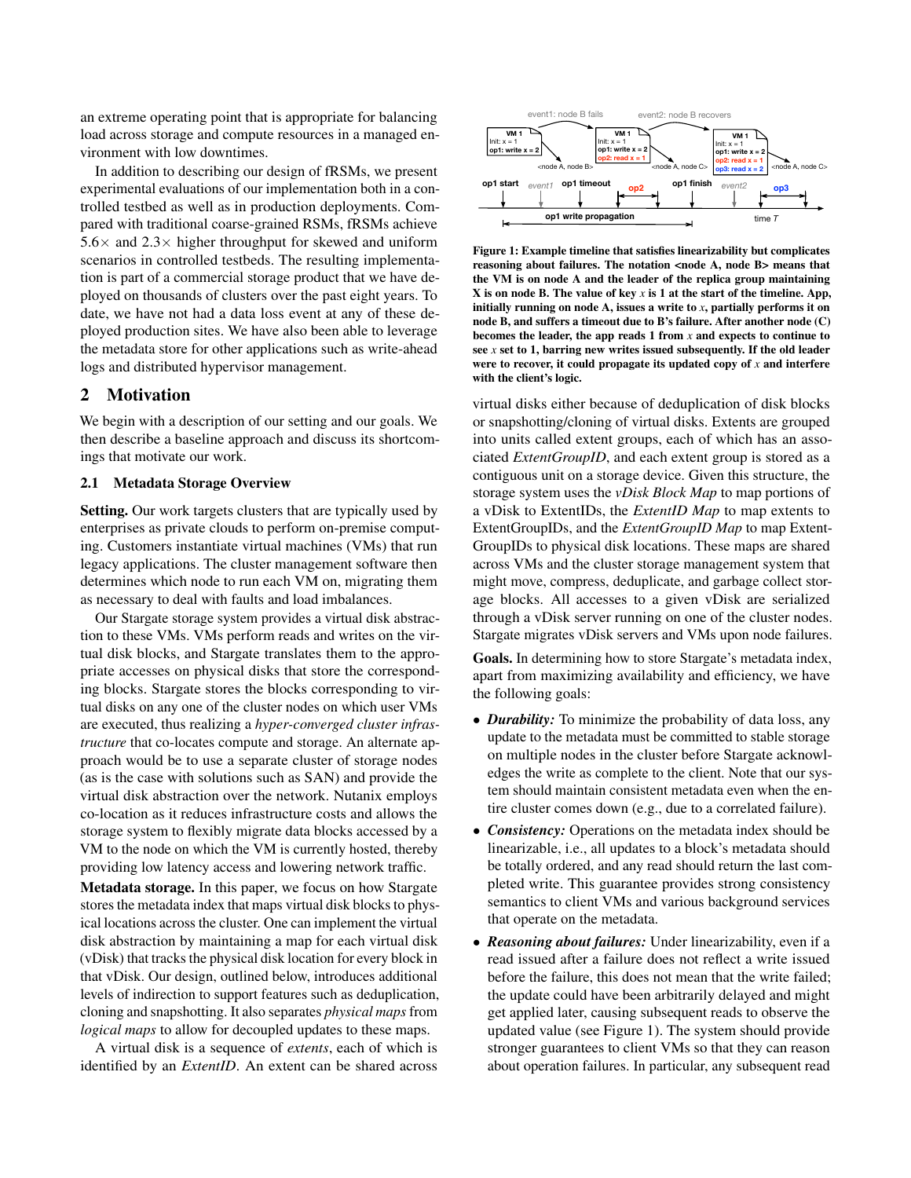an extreme operating point that is appropriate for balancing load across storage and compute resources in a managed environment with low downtimes.

In addition to describing our design of fRSMs, we present experimental evaluations of our implementation both in a controlled testbed as well as in production deployments. Compared with traditional coarse-grained RSMs, fRSMs achieve 5.6× and 2.3× higher throughput for skewed and uniform scenarios in controlled testbeds. The resulting implementation is part of a commercial storage product that we have deployed on thousands of clusters over the past eight years. To date, we have not had a data loss event at any of these deployed production sites. We have also been able to leverage the metadata store for other applications such as write-ahead logs and distributed hypervisor management.

## 2 Motivation

We begin with a description of our setting and our goals. We then describe a baseline approach and discuss its shortcomings that motivate our work.

### 2.1 Metadata Storage Overview

**Setting.** Our work targets clusters that are typically used by enterprises as private clouds to perform on-premise computing. Customers instantiate virtual machines (VMs) that run legacy applications. The cluster management software then determines which node to run each VM on, migrating them as necessary to deal with faults and load imbalances.

Our Stargate storage system provides a virtual disk abstraction to these VMs. VMs perform reads and writes on the virtual disk blocks, and Stargate translates them to the appropriate accesses on physical disks that store the corresponding blocks. Stargate stores the blocks corresponding to virtual disks on any one of the cluster nodes on which user VMs are executed, thus realizing a *hyper-converged cluster infrastructure* that co-locates compute and storage. An alternate approach would be to use a separate cluster of storage nodes (as is the case with solutions such as SAN) and provide the virtual disk abstraction over the network. Nutanix employs co-location as it reduces infrastructure costs and allows the storage system to flexibly migrate data blocks accessed by a VM to the node on which the VM is currently hosted, thereby providing low latency access and lowering network traffic.

**Metadata storage.** In this paper, we focus on how Stargate stores the metadata index that maps virtual disk blocks to physical locations across the cluster. One can implement the virtual disk abstraction by maintaining a map for each virtual disk (vDisk) that tracks the physical disk location for every block in that vDisk. Our design, outlined below, introduces additional levels of indirection to support features such as deduplication, cloning and snapshotting. It also separates *physical maps* from *logical maps* to allow for decoupled updates to these maps.

A virtual disk is a sequence of *extents*, each of which is identified by an *ExtentID*. An extent can be shared across

**Figure 1: Example timeline that satisfies linearizability but complicates reasoning about failures. The notation <node A, node B> means that the VM is on node A and the leader of the replica group maintaining X is on node B. The value of key $x$ is 1 at the start of the timeline. App, initially running on node A, issues a write to $x$, partially performs it on node B, and suffers a timeout due to B's failure. After another node (C) becomes the leader, the app reads 1 from $x$ and expects to continue to see $x$ set to 1, barring new writes issued subsequently. If the old leader were to recover, it could propagate its updated copy of $x$ and interfere with the client's logic.**

virtual disks either because of deduplication of disk blocks or snapshotting/cloning of virtual disks. Extents are grouped into units called extent groups, each of which has an associated *ExtentGroupID*, and each extent group is stored as a contiguous unit on a storage device. Given this structure, the storage system uses the *vDisk Block Map* to map portions of a vDisk to ExtentIDs, the *ExtentID Map* to map extents to ExtentGroupIDs, and the *ExtentGroupID Map* to map ExtentGroupIDs to physical disk locations. These maps are shared across VMs and the cluster storage management system that might move, compress, deduplicate, and garbage collect storage blocks. All accesses to a given vDisk are serialized through a vDisk server running on one of the cluster nodes. Stargate migrates vDisk servers and VMs upon node failures.

**Goals.** In determining how to store Stargate's metadata index, apart from maximizing availability and efficiency, we have the following goals:

- ***Durability:*** To minimize the probability of data loss, any update to the metadata must be committed to stable storage on multiple nodes in the cluster before Stargate acknowledges the write as complete to the client. Note that our system should maintain consistent metadata even when the entire cluster comes down (e.g., due to a correlated failure).
- ***Consistency:*** Operations on the metadata index should be linearizable, i.e., all updates to a block's metadata should be totally ordered, and any read should return the last completed write. This guarantee provides strong consistency semantics to client VMs and various background services that operate on the metadata.
- ***Reasoning about failures:*** Under linearizability, even if a read issued after a failure does not reflect a write issued before the failure, this does not mean that the write failed; the update could have been arbitrarily delayed and might get applied later, causing subsequent reads to observe the updated value (see Figure 1). The system should provide stronger guarantees to client VMs so that they can reason about operation failures. In particular, any subsequent read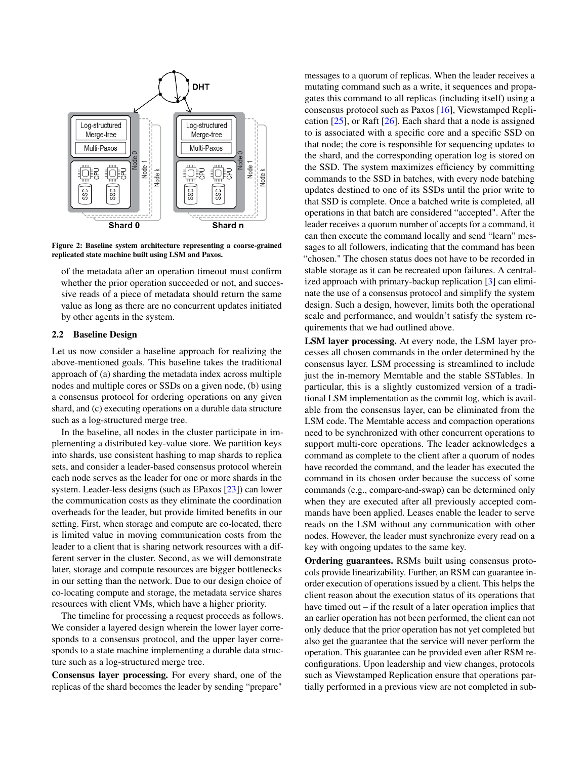Figure 2: Baseline system architecture representing a coarse-grained replicated state machine built using LSM and Paxos.

of the metadata after an operation timeout must confirm whether the prior operation succeeded or not, and successive reads of a piece of metadata should return the same value as long as there are no concurrent updates initiated by other agents in the system.

## 2.2 Baseline Design

Let us now consider a baseline approach for realizing the above-mentioned goals. This baseline takes the traditional approach of (a) sharding the metadata index across multiple nodes and multiple cores or SSDs on a given node, (b) using a consensus protocol for ordering operations on any given shard, and (c) executing operations on a durable data structure such as a log-structured merge tree.

In the baseline, all nodes in the cluster participate in implementing a distributed key-value store. We partition keys into shards, use consistent hashing to map shards to replica sets, and consider a leader-based consensus protocol wherein each node serves as the leader for one or more shards in the system. Leader-less designs (such as EPaxos [23]) can lower the communication costs as they eliminate the coordination overheads for the leader, but provide limited benefits in our setting. First, when storage and compute are co-located, there is limited value in moving communication costs from the leader to a client that is sharing network resources with a different server in the cluster. Second, as we will demonstrate later, storage and compute resources are bigger bottlenecks in our setting than the network. Due to our design choice of co-locating compute and storage, the metadata service shares resources with client VMs, which have a higher priority.

The timeline for processing a request proceeds as follows. We consider a layered design wherein the lower layer corresponds to a consensus protocol, and the upper layer corresponds to a state machine implementing a durable data structure such as a log-structured merge tree.

**Consensus layer processing.** For every shard, one of the replicas of the shard becomes the leader by sending "prepare" messages to a quorum of replicas. When the leader receives a mutating command such as a write, it sequences and propagates this command to all replicas (including itself) using a consensus protocol such as Paxos [16], Viewstamped Replication [25], or Raft [26]. Each shard that a node is assigned to is associated with a specific core and a specific SSD on that node; the core is responsible for sequencing updates to the shard, and the corresponding operation log is stored on the SSD. The system maximizes efficiency by committing commands to the SSD in batches, with every node batching updates destined to one of its SSDs until the prior write to that SSD is complete. Once a batched write is completed, all operations in that batch are considered "accepted". After the leader receives a quorum number of accepts for a command, it can then execute the command locally and send "learn" messages to all followers, indicating that the command has been "chosen." The chosen status does not have to be recorded in stable storage as it can be recreated upon failures. A centralized approach with primary-backup replication [3] can eliminate the use of a consensus protocol and simplify the system design. Such a design, however, limits both the operational scale and performance, and wouldn't satisfy the system requirements that we had outlined above.

**LSM layer processing.** At every node, the LSM layer processes all chosen commands in the order determined by the consensus layer. LSM processing is streamlined to include just the in-memory Memtable and the stable SSTables. In particular, this is a slightly customized version of a traditional LSM implementation as the commit log, which is available from the consensus layer, can be eliminated from the LSM code. The Memtable access and compaction operations need to be synchronized with other concurrent operations to support multi-core operations. The leader acknowledges a command as complete to the client after a quorum of nodes have recorded the command, and the leader has executed the command in its chosen order because the success of some commands (e.g., compare-and-swap) can be determined only when they are executed after all previously accepted commands have been applied. Leases enable the leader to serve reads on the LSM without any communication with other nodes. However, the leader must synchronize every read on a key with ongoing updates to the same key.

**Ordering guarantees.** RSMs built using consensus protocols provide linearizability. Further, an RSM can guarantee in-order execution of operations issued by a client. This helps the client reason about the execution status of its operations that have timed out – if the result of a later operation implies that an earlier operation has not been performed, the client can not only deduce that the prior operation has not yet completed but also get the guarantee that the service will never perform the operation. This guarantee can be provided even after RSM reconfigurations. Upon leadership and view changes, protocols such as Viewstamped Replication ensure that operations partially performed in a previous view are not completed in sub-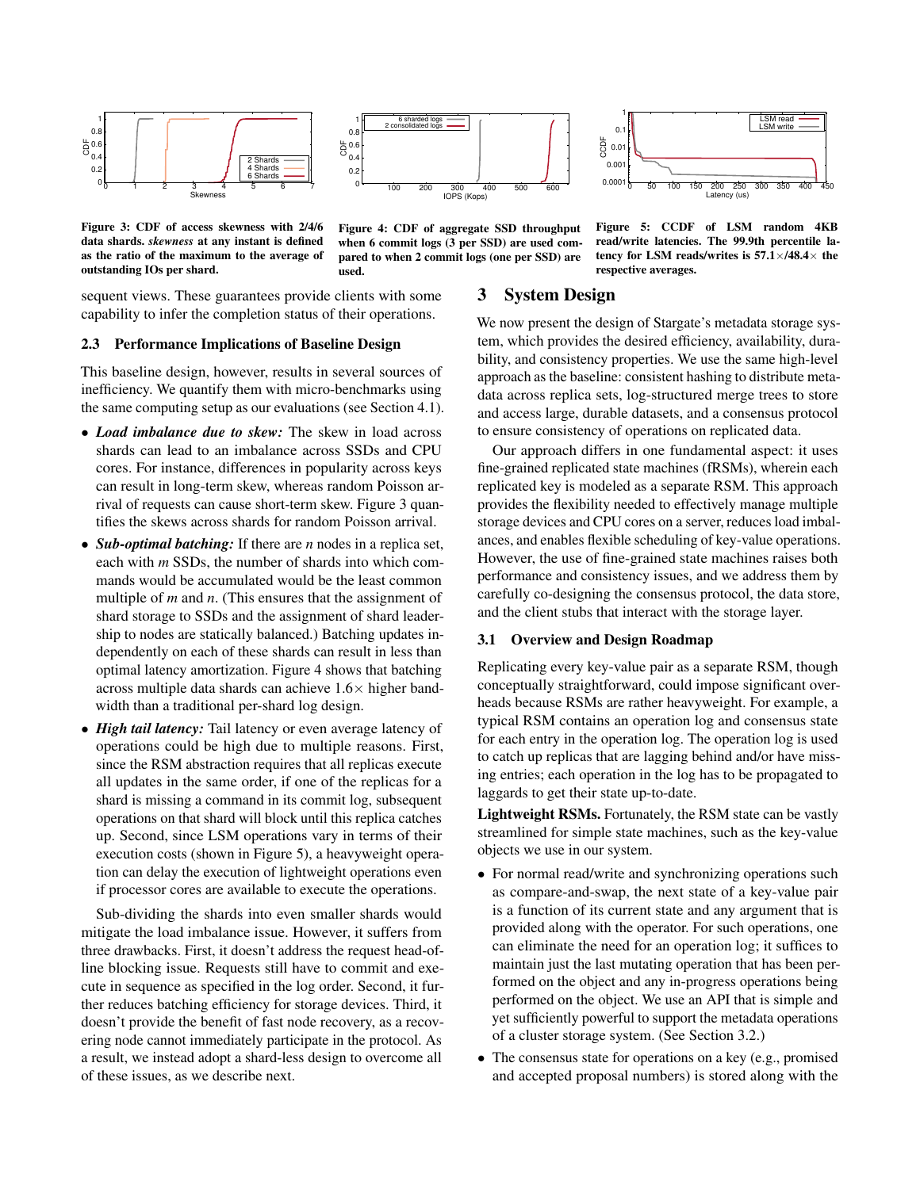Figure 3: CDF of access skewness with 2/4/6 data shards. *skewness* at any instant is defined as the ratio of the maximum to the average of outstanding IOs per shard.

Figure 4: CDF of aggregate SSD throughput when 6 commit logs (3 per SSD) are used compared to when 2 commit logs (one per SSD) are used.

Figure 5: CCDF of LSM random 4KB read/write latencies. The 99.9th percentile latency for LSM reads/writes is 57.1×/48.4× the respective averages.

sequent views. These guarantees provide clients with some capability to infer the completion status of their operations.

### 2.3 Performance Implications of Baseline Design

This baseline design, however, results in several sources of inefficiency. We quantify them with micro-benchmarks using the same computing setup as our evaluations (see Section 4.1).

- ***Load imbalance due to skew:*** The skew in load across shards can lead to an imbalance across SSDs and CPU cores. For instance, differences in popularity across keys can result in long-term skew, whereas random Poisson arrival of requests can cause short-term skew. Figure 3 quantifies the skews across shards for random Poisson arrival.
- ***Sub-optimal batching:*** If there are $n$ nodes in a replica set, each with $m$ SSDs, the number of shards into which commands would be accumulated would be the least common multiple of $m$ and $n$. (This ensures that the assignment of shard storage to SSDs and the assignment of shard leadership to nodes are statically balanced.) Batching updates independently on each of these shards can result in less than optimal latency amortization. Figure 4 shows that batching across multiple data shards can achieve 1.6× higher bandwidth than a traditional per-shard log design.
- ***High tail latency:*** Tail latency or even average latency of operations could be high due to multiple reasons. First, since the RSM abstraction requires that all replicas execute all updates in the same order, if one of the replicas for a shard is missing a command in its commit log, subsequent operations on that shard will block until this replica catches up. Second, since LSM operations vary in terms of their execution costs (shown in Figure 5), a heavyweight operation can delay the execution of lightweight operations even if processor cores are available to execute the operations.

Sub-dividing the shards into even smaller shards would mitigate the load imbalance issue. However, it suffers from three drawbacks. First, it doesn't address the request head-of-line blocking issue. Requests still have to commit and execute in sequence as specified in the log order. Second, it further reduces batching efficiency for storage devices. Third, it doesn't provide the benefit of fast node recovery, as a recovering node cannot immediately participate in the protocol. As a result, we instead adopt a shard-less design to overcome all of these issues, as we describe next.

## 3 System Design

We now present the design of Stargate's metadata storage system, which provides the desired efficiency, availability, durability, and consistency properties. We use the same high-level approach as the baseline: consistent hashing to distribute metadata across replica sets, log-structured merge trees to store and access large, durable datasets, and a consensus protocol to ensure consistency of operations on replicated data.

Our approach differs in one fundamental aspect: it uses fine-grained replicated state machines (fRSMs), wherein each replicated key is modeled as a separate RSM. This approach provides the flexibility needed to effectively manage multiple storage devices and CPU cores on a server, reduces load imbalances, and enables flexible scheduling of key-value operations. However, the use of fine-grained state machines raises both performance and consistency issues, and we address them by carefully co-designing the consensus protocol, the data store, and the client stubs that interact with the storage layer.

### 3.1 Overview and Design Roadmap

Replicating every key-value pair as a separate RSM, though conceptually straightforward, could impose significant overheads because RSMs are rather heavyweight. For example, a typical RSM contains an operation log and consensus state for each entry in the operation log. The operation log is used to catch up replicas that are lagging behind and/or have missing entries; each operation in the log has to be propagated to laggards to get their state up-to-date.

**Lightweight RSMs.** Fortunately, the RSM state can be vastly streamlined for simple state machines, such as the key-value objects we use in our system.

- For normal read/write and synchronizing operations such as compare-and-swap, the next state of a key-value pair is a function of its current state and any argument that is provided along with the operator. For such operations, one can eliminate the need for an operation log; it suffices to maintain just the last mutating operation that has been performed on the object and any in-progress operations being performed on the object. We use an API that is simple and yet sufficiently powerful to support the metadata operations of a cluster storage system. (See Section 3.2.)
- The consensus state for operations on a key (e.g., promised and accepted proposal numbers) is stored along with the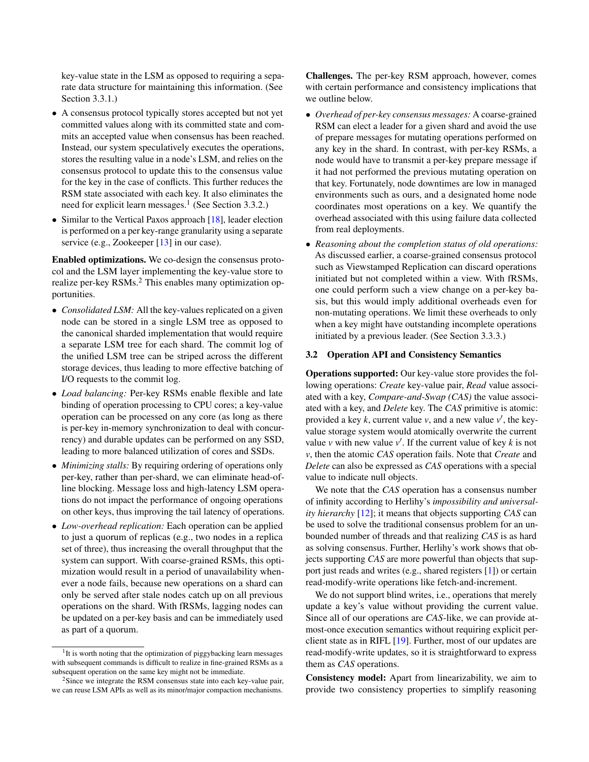key-value state in the LSM as opposed to requiring a separate data structure for maintaining this information. (See Section 3.3.1.)

- A consensus protocol typically stores accepted but not yet committed values along with its committed state and commits an accepted value when consensus has been reached. Instead, our system speculatively executes the operations, stores the resulting value in a node's LSM, and relies on the consensus protocol to update this to the consensus value for the key in the case of conflicts. This further reduces the RSM state associated with each key. It also eliminates the need for explicit learn messages.[1] (See Section 3.3.2.)
- Similar to the Vertical Paxos approach [18], leader election is performed on a per key-range granularity using a separate service (e.g., Zookeeper [13] in our case).

**Enabled optimizations.** We co-design the consensus protocol and the LSM layer implementing the key-value store to realize per-key RSMs.[2] This enables many optimization opportunities.

- *Consolidated LSM:* All the key-values replicated on a given node can be stored in a single LSM tree as opposed to the canonical sharded implementation that would require a separate LSM tree for each shard. The commit log of the unified LSM tree can be striped across the different storage devices, thus leading to more effective batching of I/O requests to the commit log.
- *Load balancing:* Per-key RSMs enable flexible and late binding of operation processing to CPU cores; a key-value operation can be processed on any core (as long as there is per-key in-memory synchronization to deal with concurrency) and durable updates can be performed on any SSD, leading to more balanced utilization of cores and SSDs.
- *Minimizing stalls:* By requiring ordering of operations only per-key, rather than per-shard, we can eliminate head-of-line blocking. Message loss and high-latency LSM operations do not impact the performance of ongoing operations on other keys, thus improving the tail latency of operations.
- *Low-overhead replication:* Each operation can be applied to just a quorum of replicas (e.g., two nodes in a replica set of three), thus increasing the overall throughput that the system can support. With coarse-grained RSMs, this optimization would result in a period of unavailability whenever a node fails, because new operations on a shard can only be served after stale nodes catch up on all previous operations on the shard. With fRSMs, lagging nodes can be updated on a per-key basis and can be immediately used as part of a quorum.

[1] It is worth noting that the optimization of piggybacking learn messages with subsequent commands is difficult to realize in fine-grained RSMs as a subsequent operation on the same key might not be immediate.

[2] Since we integrate the RSM consensus state into each key-value pair, we can reuse LSM APIs as well as its minor/major compaction mechanisms.

**Challenges.** The per-key RSM approach, however, comes with certain performance and consistency implications that we outline below.

- *Overhead of per-key consensus messages:* A coarse-grained RSM can elect a leader for a given shard and avoid the use of prepare messages for mutating operations performed on any key in the shard. In contrast, with per-key RSMs, a node would have to transmit a per-key prepare message if it had not performed the previous mutating operation on that key. Fortunately, node downtimes are low in managed environments such as ours, and a designated home node coordinates most operations on a key. We quantify the overhead associated with this using failure data collected from real deployments.
- *Reasoning about the completion status of old operations:* As discussed earlier, a coarse-grained consensus protocol such as Viewstamped Replication can discard operations initiated but not completed within a view. With fRSMs, one could perform such a view change on a per-key basis, but this would imply additional overheads even for non-mutating operations. We limit these overheads to only when a key might have outstanding incomplete operations initiated by a previous leader. (See Section 3.3.3.)

### 3.2 Operation API and Consistency Semantics

**Operations supported:** Our key-value store provides the following operations: *Create* key-value pair, *Read* value associated with a key, *Compare-and-Swap (CAS)* the value associated with a key, and *Delete* key. The *CAS* primitive is atomic: provided a key $k$, current value $v$, and a new value $v'$, the key-value storage system would atomically overwrite the current value $v$ with new value $v'$. If the current value of key $k$ is not $v$, then the atomic *CAS* operation fails. Note that *Create* and *Delete* can also be expressed as *CAS* operations with a special value to indicate null objects.

We note that the *CAS* operation has a consensus number of infinity according to Herlihy's *impossibility and universality hierarchy* [12]; it means that objects supporting *CAS* can be used to solve the traditional consensus problem for an unbounded number of threads and that realizing *CAS* is as hard as solving consensus. Further, Herlihy's work shows that objects supporting *CAS* are more powerful than objects that support just reads and writes (e.g., shared registers [1]) or certain read-modify-write operations like fetch-and-increment.

We do not support blind writes, i.e., operations that merely update a key's value without providing the current value. Since all of our operations are *CAS*-like, we can provide at-most-once execution semantics without requiring explicit per-client state as in RIFL [19]. Further, most of our updates are read-modify-write updates, so it is straightforward to express them as *CAS* operations.

**Consistency model:** Apart from linearizability, we aim to provide two consistency properties to simplify reasoning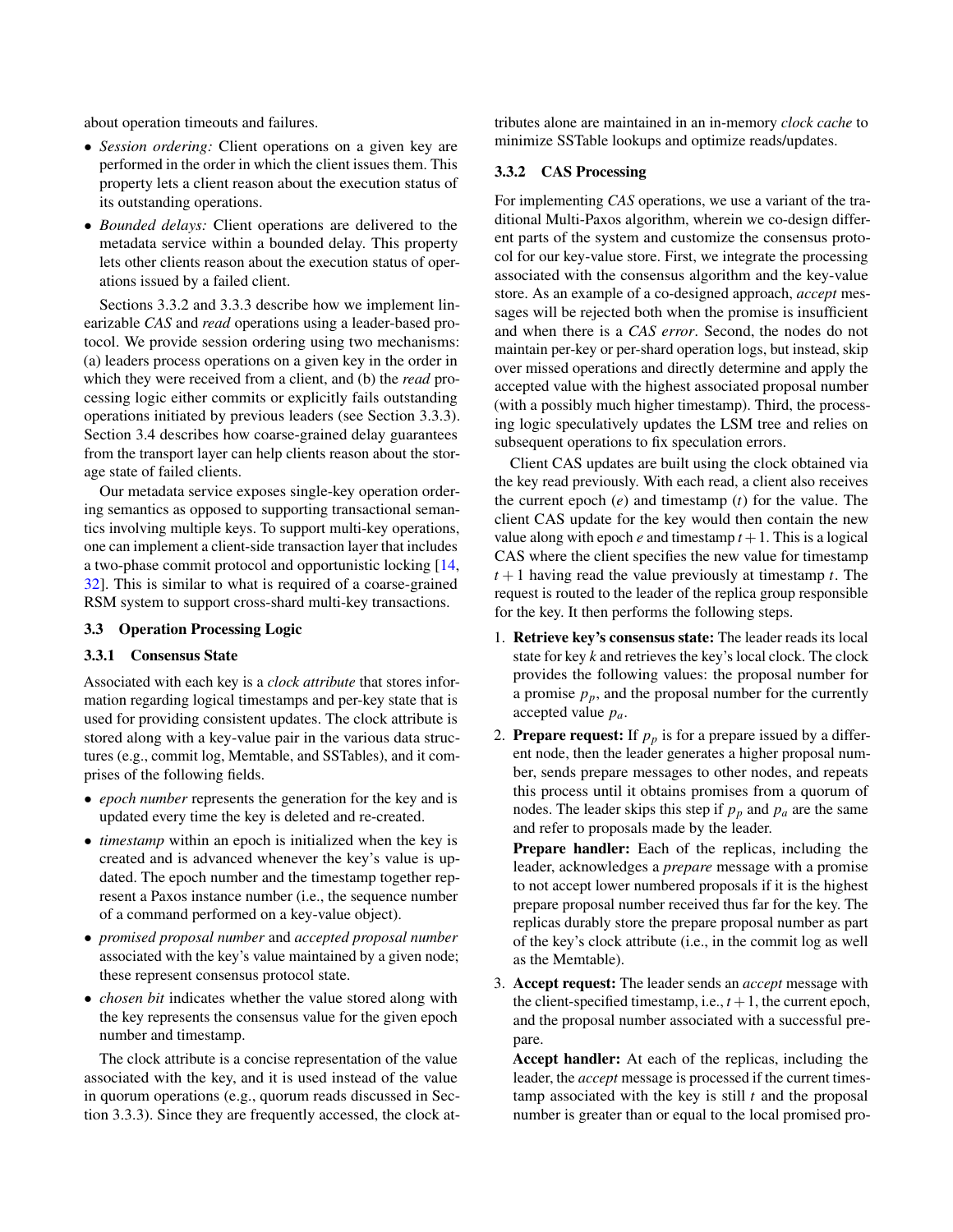about operation timeouts and failures.

- *Session ordering:* Client operations on a given key are performed in the order in which the client issues them. This property lets a client reason about the execution status of its outstanding operations.
- *Bounded delays:* Client operations are delivered to the metadata service within a bounded delay. This property lets other clients reason about the execution status of operations issued by a failed client.

Sections 3.3.2 and 3.3.3 describe how we implement linearizable *CAS* and *read* operations using a leader-based protocol. We provide session ordering using two mechanisms: (a) leaders process operations on a given key in the order in which they were received from a client, and (b) the *read* processing logic either commits or explicitly fails outstanding operations initiated by previous leaders (see Section 3.3.3). Section 3.4 describes how coarse-grained delay guarantees from the transport layer can help clients reason about the storage state of failed clients.

Our metadata service exposes single-key operation ordering semantics as opposed to supporting transactional semantics involving multiple keys. To support multi-key operations, one can implement a client-side transaction layer that includes a two-phase commit protocol and opportunistic locking [14, 32]. This is similar to what is required of a coarse-grained RSM system to support cross-shard multi-key transactions.

### 3.3 Operation Processing Logic

#### 3.3.1 Consensus State

Associated with each key is a *clock attribute* that stores information regarding logical timestamps and per-key state that is used for providing consistent updates. The clock attribute is stored along with a key-value pair in the various data structures (e.g., commit log, Memtable, and SSTables), and it comprises of the following fields.

- *epoch number* represents the generation for the key and is updated every time the key is deleted and re-created.
- *timestamp* within an epoch is initialized when the key is created and is advanced whenever the key's value is updated. The epoch number and the timestamp together represent a Paxos instance number (i.e., the sequence number of a command performed on a key-value object).
- *promised proposal number* and *accepted proposal number* associated with the key's value maintained by a given node; these represent consensus protocol state.
- *chosen bit* indicates whether the value stored along with the key represents the consensus value for the given epoch number and timestamp.

The clock attribute is a concise representation of the value associated with the key, and it is used instead of the value in quorum operations (e.g., quorum reads discussed in Section 3.3.3). Since they are frequently accessed, the clock attributes alone are maintained in an in-memory *clock cache* to minimize SSTable lookups and optimize reads/updates.

#### 3.3.2 CAS Processing

For implementing *CAS* operations, we use a variant of the traditional Multi-Paxos algorithm, wherein we co-design different parts of the system and customize the consensus protocol for our key-value store. First, we integrate the processing associated with the consensus algorithm and the key-value store. As an example of a co-designed approach, *accept* messages will be rejected both when the promise is insufficient and when there is a *CAS error*. Second, the nodes do not maintain per-key or per-shard operation logs, but instead, skip over missed operations and directly determine and apply the accepted value with the highest associated proposal number (with a possibly much higher timestamp). Third, the processing logic speculatively updates the LSM tree and relies on subsequent operations to fix speculation errors.

Client CAS updates are built using the clock obtained via the key read previously. With each read, a client also receives the current epoch ($e$) and timestamp ($t$) for the value. The client CAS update for the key would then contain the new value along with epoch $e$ and timestamp $t+1$. This is a logical CAS where the client specifies the new value for timestamp $t+1$ having read the value previously at timestamp $t$. The request is routed to the leader of the replica group responsible for the key. It then performs the following steps.

1. **Retrieve key's consensus state:** The leader reads its local state for key $k$ and retrieves the key's local clock. The clock provides the following values: the proposal number for a promise $p_p$, and the proposal number for the currently accepted value $p_a$.
2. **Prepare request:** If $p_p$ is for a prepare issued by a different node, then the leader generates a higher proposal number, sends prepare messages to other nodes, and repeats this process until it obtains promises from a quorum of nodes. The leader skips this step if $p_p$ and $p_a$ are the same and refer to proposals made by the leader.

   **Prepare handler:** Each of the replicas, including the leader, acknowledges a *prepare* message with a promise to not accept lower numbered proposals if it is the highest prepare proposal number received thus far for the key. The replicas durably store the prepare proposal number as part of the key's clock attribute (i.e., in the commit log as well as the Memtable).
3. **Accept request:** The leader sends an *accept* message with the client-specified timestamp, i.e., $t+1$, the current epoch, and the proposal number associated with a successful prepare.

   **Accept handler:** At each of the replicas, including the leader, the *accept* message is processed if the current timestamp associated with the key is still $t$ and the proposal number is greater than or equal to the local promised pro-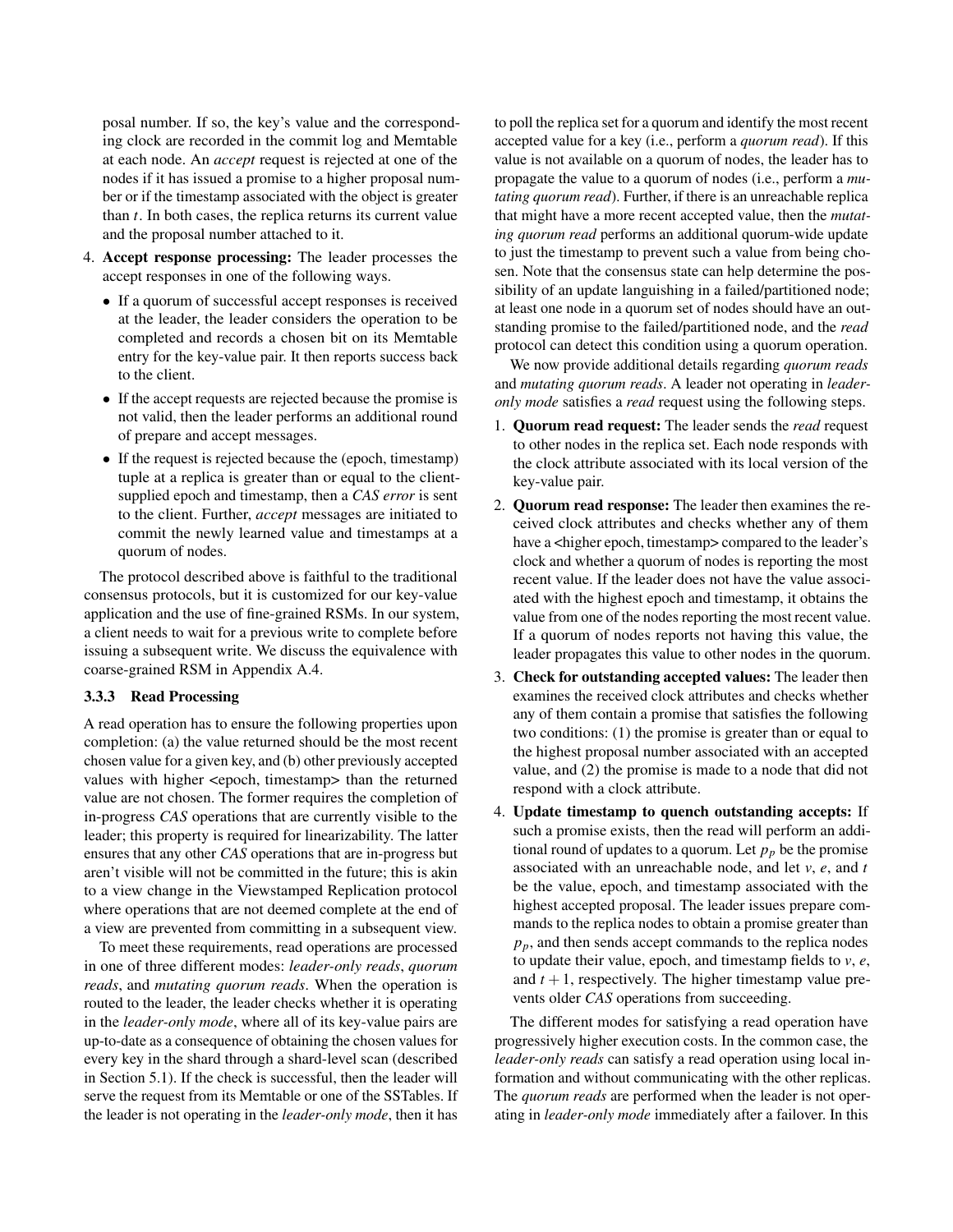posal number. If so, the key's value and the corresponding clock are recorded in the commit log and Memtable at each node. An *accept* request is rejected at one of the nodes if it has issued a promise to a higher proposal number or if the timestamp associated with the object is greater than $t$. In both cases, the replica returns its current value and the proposal number attached to it.

4. **Accept response processing:** The leader processes the accept responses in one of the following ways.
   - If a quorum of successful accept responses is received at the leader, the leader considers the operation to be completed and records a chosen bit on its Memtable entry for the key-value pair. It then reports success back to the client.
   - If the accept requests are rejected because the promise is not valid, then the leader performs an additional round of prepare and accept messages.
   - If the request is rejected because the (epoch, timestamp) tuple at a replica is greater than or equal to the client-supplied epoch and timestamp, then a *CAS error* is sent to the client. Further, *accept* messages are initiated to commit the newly learned value and timestamps at a quorum of nodes.

The protocol described above is faithful to the traditional consensus protocols, but it is customized for our key-value application and the use of fine-grained RSMs. In our system, a client needs to wait for a previous write to complete before issuing a subsequent write. We discuss the equivalence with coarse-grained RSM in Appendix A.4.

### 3.3.3 Read Processing

A read operation has to ensure the following properties upon completion: (a) the value returned should be the most recent chosen value for a given key, and (b) other previously accepted values with higher <epoch, timestamp> than the returned value are not chosen. The former requires the completion of in-progress *CAS* operations that are currently visible to the leader; this property is required for linearizability. The latter ensures that any other *CAS* operations that are in-progress but aren't visible will not be committed in the future; this is akin to a view change in the Viewstamped Replication protocol where operations that are not deemed complete at the end of a view are prevented from committing in a subsequent view.

To meet these requirements, read operations are processed in one of three different modes: *leader-only reads*, *quorum reads*, and *mutating quorum reads*. When the operation is routed to the leader, the leader checks whether it is operating in the *leader-only mode*, where all of its key-value pairs are up-to-date as a consequence of obtaining the chosen values for every key in the shard through a shard-level scan (described in Section 5.1). If the check is successful, then the leader will serve the request from its Memtable or one of the SSTables. If the leader is not operating in the *leader-only mode*, then it has to poll the replica set for a quorum and identify the most recent accepted value for a key (i.e., perform a *quorum read*). If this value is not available on a quorum of nodes, the leader has to propagate the value to a quorum of nodes (i.e., perform a *mutating quorum read*). Further, if there is an unreachable replica that might have a more recent accepted value, then the *mutating quorum read* performs an additional quorum-wide update to just the timestamp to prevent such a value from being chosen. Note that the consensus state can help determine the possibility of an update languishing in a failed/partitioned node; at least one node in a quorum set of nodes should have an outstanding promise to the failed/partitioned node, and the *read* protocol can detect this condition using a quorum operation.

We now provide additional details regarding *quorum reads* and *mutating quorum reads*. A leader not operating in *leader-only mode* satisfies a *read* request using the following steps.

1. **Quorum read request:** The leader sends the *read* request to other nodes in the replica set. Each node responds with the clock attribute associated with its local version of the key-value pair.
2. **Quorum read response:** The leader then examines the received clock attributes and checks whether any of them have a <higher epoch, timestamp> compared to the leader's clock and whether a quorum of nodes is reporting the most recent value. If the leader does not have the value associated with the highest epoch and timestamp, it obtains the value from one of the nodes reporting the most recent value. If a quorum of nodes reports not having this value, the leader propagates this value to other nodes in the quorum.
3. **Check for outstanding accepted values:** The leader then examines the received clock attributes and checks whether any of them contain a promise that satisfies the following two conditions: (1) the promise is greater than or equal to the highest proposal number associated with an accepted value, and (2) the promise is made to a node that did not respond with a clock attribute.
4. **Update timestamp to quench outstanding accepts:** If such a promise exists, then the read will perform an additional round of updates to a quorum. Let $p_p$ be the promise associated with an unreachable node, and let $v$, $e$, and $t$ be the value, epoch, and timestamp associated with the highest accepted proposal. The leader issues prepare commands to the replica nodes to obtain a promise greater than $p_p$, and then sends accept commands to the replica nodes to update their value, epoch, and timestamp fields to $v$, $e$, and $t+1$, respectively. The higher timestamp value prevents older *CAS* operations from succeeding.

The different modes for satisfying a read operation have progressively higher execution costs. In the common case, the *leader-only reads* can satisfy a read operation using local information and without communicating with the other replicas. The *quorum reads* are performed when the leader is not operating in *leader-only mode* immediately after a failover. In this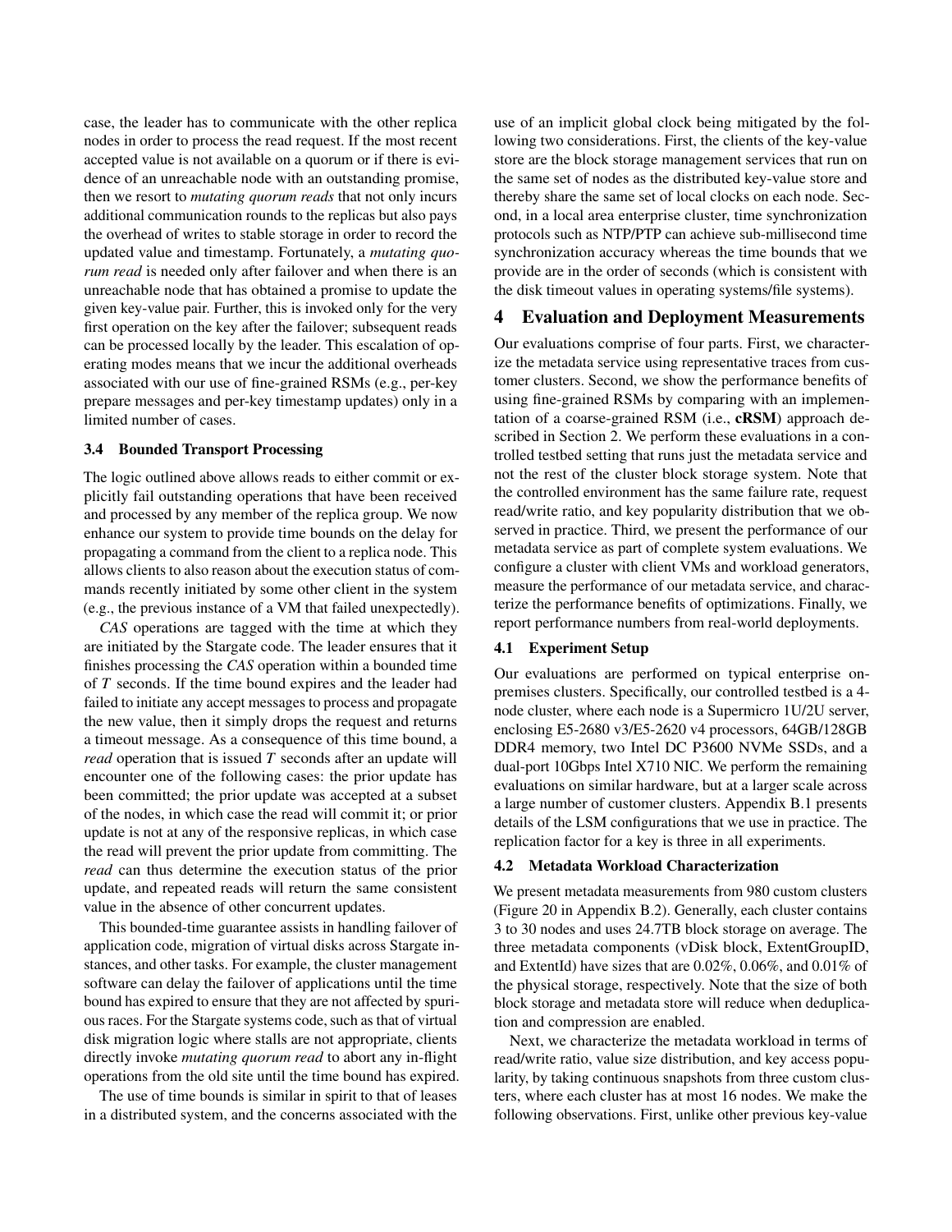case, the leader has to communicate with the other replica nodes in order to process the read request. If the most recent accepted value is not available on a quorum or if there is evidence of an unreachable node with an outstanding promise, then we resort to *mutating quorum reads* that not only incurs additional communication rounds to the replicas but also pays the overhead of writes to stable storage in order to record the updated value and timestamp. Fortunately, a *mutating quorum read* is needed only after failover and when there is an unreachable node that has obtained a promise to update the given key-value pair. Further, this is invoked only for the very first operation on the key after the failover; subsequent reads can be processed locally by the leader. This escalation of operating modes means that we incur the additional overheads associated with our use of fine-grained RSMs (e.g., per-key prepare messages and per-key timestamp updates) only in a limited number of cases.

### 3.4 Bounded Transport Processing

The logic outlined above allows reads to either commit or explicitly fail outstanding operations that have been received and processed by any member of the replica group. We now enhance our system to provide time bounds on the delay for propagating a command from the client to a replica node. This allows clients to also reason about the execution status of commands recently initiated by some other client in the system (e.g., the previous instance of a VM that failed unexpectedly).

*CAS* operations are tagged with the time at which they are initiated by the Stargate code. The leader ensures that it finishes processing the *CAS* operation within a bounded time of $T$ seconds. If the time bound expires and the leader had failed to initiate any accept messages to process and propagate the new value, then it simply drops the request and returns a timeout message. As a consequence of this time bound, a *read* operation that is issued $T$ seconds after an update will encounter one of the following cases: the prior update has been committed; the prior update was accepted at a subset of the nodes, in which case the read will commit it; or prior update is not at any of the responsive replicas, in which case the read will prevent the prior update from committing. The *read* can thus determine the execution status of the prior update, and repeated reads will return the same consistent value in the absence of other concurrent updates.

This bounded-time guarantee assists in handling failover of application code, migration of virtual disks across Stargate instances, and other tasks. For example, the cluster management software can delay the failover of applications until the time bound has expired to ensure that they are not affected by spurious races. For the Stargate systems code, such as that of virtual disk migration logic where stalls are not appropriate, clients directly invoke *mutating quorum read* to abort any in-flight operations from the old site until the time bound has expired.

The use of time bounds is similar in spirit to that of leases in a distributed system, and the concerns associated with the use of an implicit global clock being mitigated by the following two considerations. First, the clients of the key-value store are the block storage management services that run on the same set of nodes as the distributed key-value store and thereby share the same set of local clocks on each node. Second, in a local area enterprise cluster, time synchronization protocols such as NTP/PTP can achieve sub-millisecond time synchronization accuracy whereas the time bounds that we provide are in the order of seconds (which is consistent with the disk timeout values in operating systems/file systems).

## 4 Evaluation and Deployment Measurements

Our evaluations comprise of four parts. First, we characterize the metadata service using representative traces from customer clusters. Second, we show the performance benefits of using fine-grained RSMs by comparing with an implementation of a coarse-grained RSM (i.e., **cRSM**) approach described in Section 2. We perform these evaluations in a controlled testbed setting that runs just the metadata service and not the rest of the cluster block storage system. Note that the controlled environment has the same failure rate, request read/write ratio, and key popularity distribution that we observed in practice. Third, we present the performance of our metadata service as part of complete system evaluations. We configure a cluster with client VMs and workload generators, measure the performance of our metadata service, and characterize the performance benefits of optimizations. Finally, we report performance numbers from real-world deployments.

### 4.1 Experiment Setup

Our evaluations are performed on typical enterprise on-premises clusters. Specifically, our controlled testbed is a 4-node cluster, where each node is a Supermicro 1U/2U server, enclosing E5-2680 v3/E5-2620 v4 processors, 64GB/128GB DDR4 memory, two Intel DC P3600 NVMe SSDs, and a dual-port 10Gbps Intel X710 NIC. We perform the remaining evaluations on similar hardware, but at a larger scale across a large number of customer clusters. Appendix B.1 presents details of the LSM configurations that we use in practice. The replication factor for a key is three in all experiments.

### 4.2 Metadata Workload Characterization

We present metadata measurements from 980 custom clusters (Figure 20 in Appendix B.2). Generally, each cluster contains 3 to 30 nodes and uses 24.7TB block storage on average. The three metadata components (vDisk block, ExtentGroupID, and ExtentId) have sizes that are 0.02%, 0.06%, and 0.01% of the physical storage, respectively. Note that the size of both block storage and metadata store will reduce when deduplication and compression are enabled.

Next, we characterize the metadata workload in terms of read/write ratio, value size distribution, and key access popularity, by taking continuous snapshots from three custom clusters, where each cluster has at most 16 nodes. We make the following observations. First, unlike other previous key-value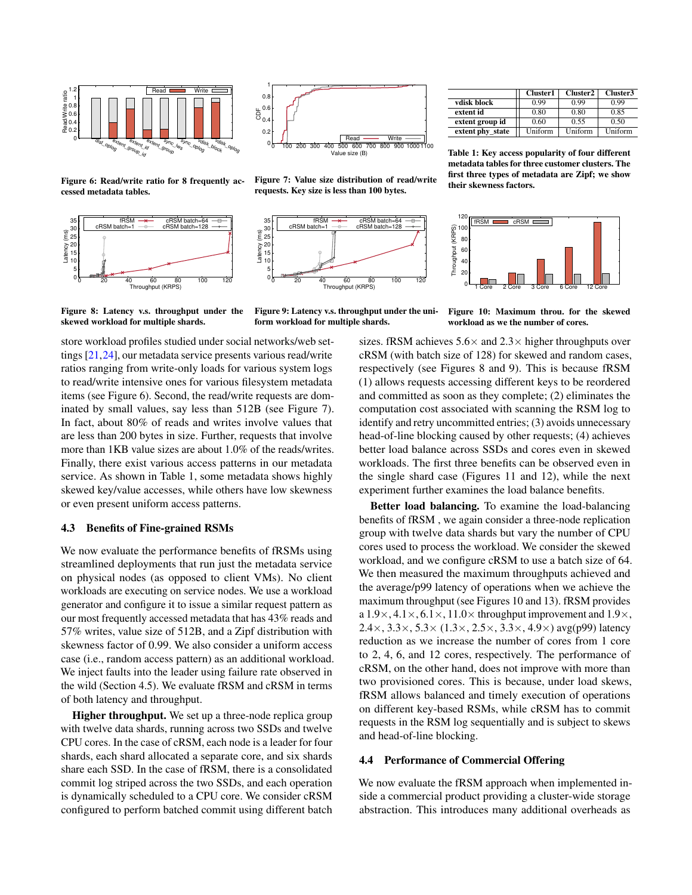Figure 6: Read/write ratio for 8 frequently accessed metadata tables.

Figure 7: Value size distribution of read/write requests. Key size is less than 100 bytes.

|  | Cluster1 | Cluster2 | Cluster3 |
|---|---|---|---|
| vdisk block | 0.99 | 0.99 | 0.99 |
| extent id | 0.80 | 0.80 | 0.85 |
| extent group id | 0.60 | 0.55 | 0.50 |
| extent phy_state | Uniform | Uniform | Uniform |

Table 1: Key access popularity of four different metadata tables for three customer clusters. The first three types of metadata are Zipf; we show their skewness factors.

Figure 8: Latency v.s. throughput under the skewed workload for multiple shards.

Figure 9: Latency v.s. throughput under the uniform workload for multiple shards.

Figure 10: Maximum throu. for the skewed workload as we the number of cores.

store workload profiles studied under social networks/web settings [21,24], our metadata service presents various read/write ratios ranging from write-only loads for various system logs to read/write intensive ones for various filesystem metadata items (see Figure 6). Second, the read/write requests are dominated by small values, say less than 512B (see Figure 7). In fact, about 80% of reads and writes involve values that are less than 200 bytes in size. Further, requests that involve more than 1KB value sizes are about 1.0% of the reads/writes. Finally, there exist various access patterns in our metadata service. As shown in Table 1, some metadata shows highly skewed key/value accesses, while others have low skewness or even present uniform access patterns.

### 4.3 Benefits of Fine-grained RSMs

We now evaluate the performance benefits of fRSMs using streamlined deployments that run just the metadata service on physical nodes (as opposed to client VMs). No client workloads are executing on service nodes. We use a workload generator and configure it to issue a similar request pattern as our most frequently accessed metadata that has 43% reads and 57% writes, value size of 512B, and a Zipf distribution with skewness factor of 0.99. We also consider a uniform access case (i.e., random access pattern) as an additional workload. We inject faults into the leader using failure rate observed in the wild (Section 4.5). We evaluate fRSM and cRSM in terms of both latency and throughput.

**Higher throughput.** We set up a three-node replica group with twelve data shards, running across two SSDs and twelve CPU cores. In the case of cRSM, each node is a leader for four shards, each shard allocated a separate core, and six shards share each SSD. In the case of fRSM, there is a consolidated commit log striped across the two SSDs, and each operation is dynamically scheduled to a CPU core. We consider cRSM configured to perform batched commit using different batch sizes. fRSM achieves 5.6× and 2.3× higher throughputs over cRSM (with batch size of 128) for skewed and random cases, respectively (see Figures 8 and 9). This is because fRSM (1) allows requests accessing different keys to be reordered and committed as soon as they complete; (2) eliminates the computation cost associated with scanning the RSM log to identify and retry uncommitted entries; (3) avoids unnecessary head-of-line blocking caused by other requests; (4) achieves better load balance across SSDs and cores even in skewed workloads. The first three benefits can be observed even in the single shard case (Figures 11 and 12), while the next experiment further examines the load balance benefits.

**Better load balancing.** To examine the load-balancing benefits of fRSM , we again consider a three-node replication group with twelve data shards but vary the number of CPU cores used to process the workload. We consider the skewed workload, and we configure cRSM to use a batch size of 64. We then measured the maximum throughputs achieved and the average/p99 latency of operations when we achieve the maximum throughput (see Figures 10 and 13). fRSM provides a 1.9×, 4.1×, 6.1×, 11.0× throughput improvement and 1.9×, 2.4×, 3.3×, 5.3× (1.3×, 2.5×, 3.3×, 4.9×) avg(p99) latency reduction as we increase the number of cores from 1 core to 2, 4, 6, and 12 cores, respectively. The performance of cRSM, on the other hand, does not improve with more than two provisioned cores. This is because, under load skews, fRSM allows balanced and timely execution of operations on different key-based RSMs, while cRSM has to commit requests in the RSM log sequentially and is subject to skews and head-of-line blocking.

### 4.4 Performance of Commercial Offering

We now evaluate the fRSM approach when implemented inside a commercial product providing a cluster-wide storage abstraction. This introduces many additional overheads as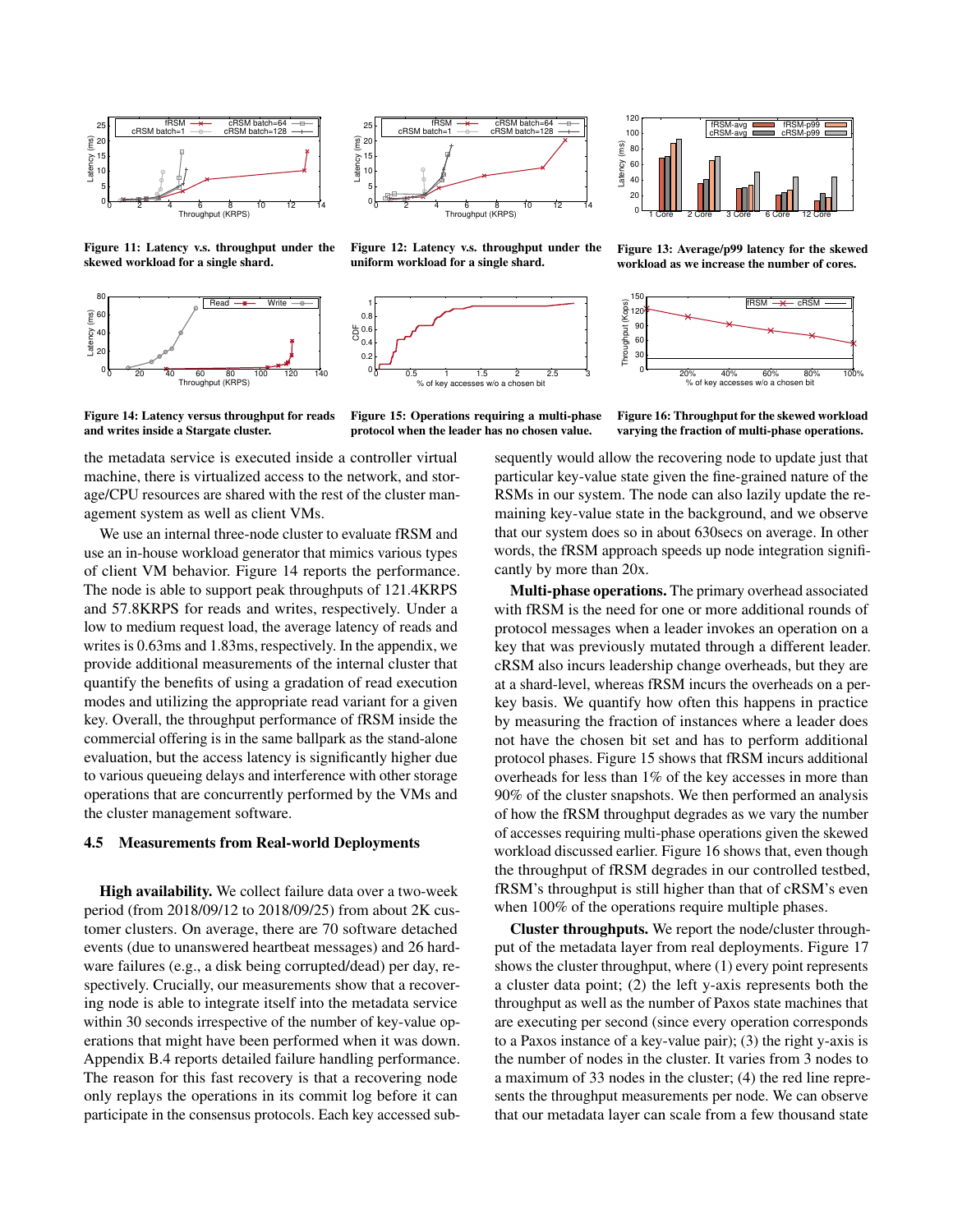Figure 11: Latency v.s. throughput under the skewed workload for a single shard.

Figure 12: Latency v.s. throughput under the uniform workload for a single shard.

Figure 13: Average/p99 latency for the skewed workload as we increase the number of cores.

Figure 14: Latency versus throughput for reads and writes inside a Stargate cluster.

Figure 15: Operations requiring a multi-phase protocol when the leader has no chosen value.

Figure 16: Throughput for the skewed workload varying the fraction of multi-phase operations.

the metadata service is executed inside a controller virtual machine, there is virtualized access to the network, and storage/CPU resources are shared with the rest of the cluster management system as well as client VMs.

We use an internal three-node cluster to evaluate fRSM and use an in-house workload generator that mimics various types of client VM behavior. Figure 14 reports the performance. The node is able to support peak throughputs of 121.4KRPS and 57.8KRPS for reads and writes, respectively. Under a low to medium request load, the average latency of reads and writes is 0.63ms and 1.83ms, respectively. In the appendix, we provide additional measurements of the internal cluster that quantify the benefits of using a gradation of read execution modes and utilizing the appropriate read variant for a given key. Overall, the throughput performance of fRSM inside the commercial offering is in the same ballpark as the stand-alone evaluation, but the access latency is significantly higher due to various queueing delays and interference with other storage operations that are concurrently performed by the VMs and the cluster management software.

### 4.5 Measurements from Real-world Deployments

**High availability.** We collect failure data over a two-week period (from 2018/09/12 to 2018/09/25) from about 2K customer clusters. On average, there are 70 software detached events (due to unanswered heartbeat messages) and 26 hardware failures (e.g., a disk being corrupted/dead) per day, respectively. Crucially, our measurements show that a recovering node is able to integrate itself into the metadata service within 30 seconds irrespective of the number of key-value operations that might have been performed when it was down. Appendix B.4 reports detailed failure handling performance. The reason for this fast recovery is that a recovering node only replays the operations in its commit log before it can participate in the consensus protocols. Each key accessed subsequently would allow the recovering node to update just that particular key-value state given the fine-grained nature of the RSMs in our system. The node can also lazily update the remaining key-value state in the background, and we observe that our system does so in about 630secs on average. In other words, the fRSM approach speeds up node integration significantly by more than 20x.

**Multi-phase operations.** The primary overhead associated with fRSM is the need for one or more additional rounds of protocol messages when a leader invokes an operation on a key that was previously mutated through a different leader. cRSM also incurs leadership change overheads, but they are at a shard-level, whereas fRSM incurs the overheads on a per-key basis. We quantify how often this happens in practice by measuring the fraction of instances where a leader does not have the chosen bit set and has to perform additional protocol phases. Figure 15 shows that fRSM incurs additional overheads for less than 1% of the key accesses in more than 90% of the cluster snapshots. We then performed an analysis of how the fRSM throughput degrades as we vary the number of accesses requiring multi-phase operations given the skewed workload discussed earlier. Figure 16 shows that, even though the throughput of fRSM degrades in our controlled testbed, fRSM's throughput is still higher than that of cRSM's even when 100% of the operations require multiple phases.

**Cluster throughputs.** We report the node/cluster throughput of the metadata layer from real deployments. Figure 17 shows the cluster throughput, where (1) every point represents a cluster data point; (2) the left y-axis represents both the throughput as well as the number of Paxos state machines that are executing per second (since every operation corresponds to a Paxos instance of a key-value pair); (3) the right y-axis is the number of nodes in the cluster. It varies from 3 nodes to a maximum of 33 nodes in the cluster; (4) the red line represents the throughput measurements per node. We can observe that our metadata layer can scale from a few thousand state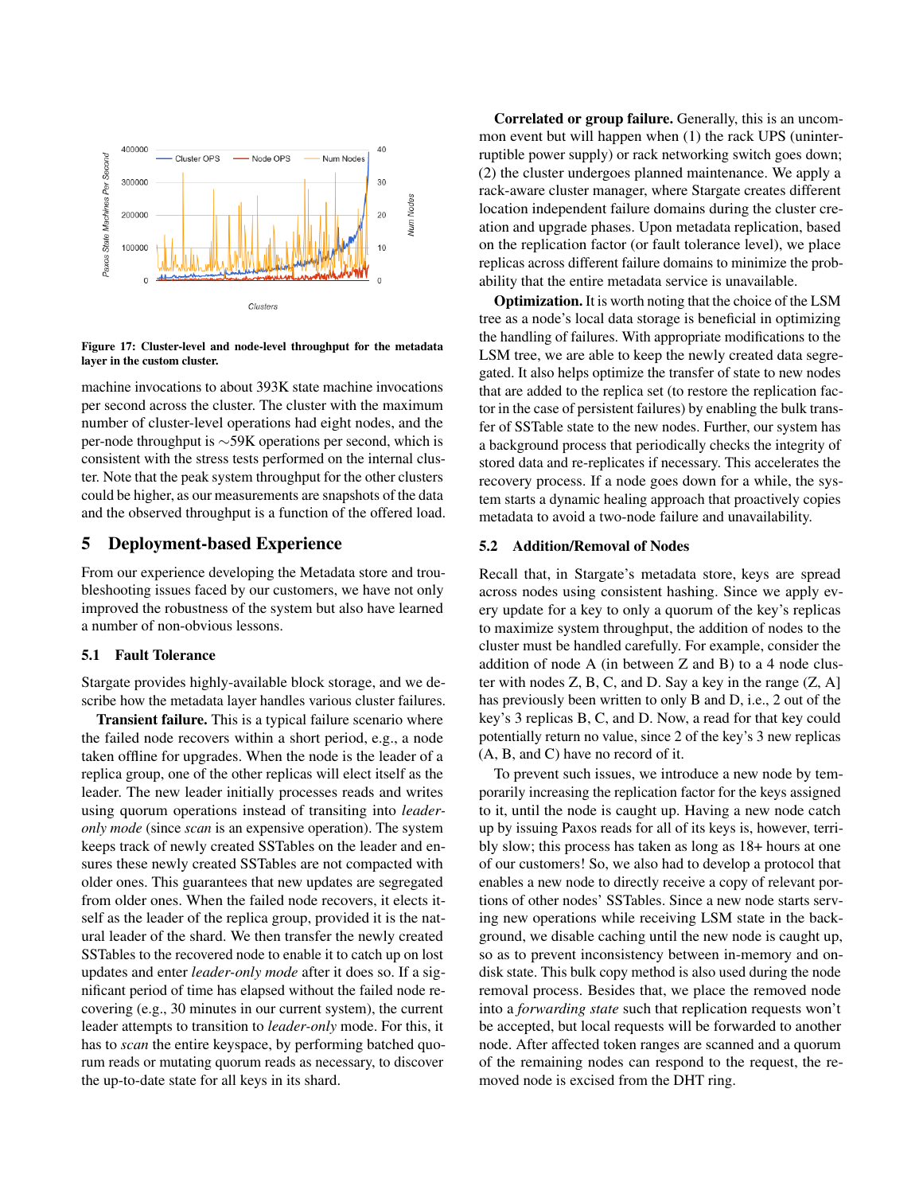Figure 17: Cluster-level and node-level throughput for the metadata layer in the custom cluster.

machine invocations to about 393K state machine invocations per second across the cluster. The cluster with the maximum number of cluster-level operations had eight nodes, and the per-node throughput is ∼59K operations per second, which is consistent with the stress tests performed on the internal cluster. Note that the peak system throughput for the other clusters could be higher, as our measurements are snapshots of the data and the observed throughput is a function of the offered load.

## 5 Deployment-based Experience

From our experience developing the Metadata store and troubleshooting issues faced by our customers, we have not only improved the robustness of the system but also have learned a number of non-obvious lessons.

### 5.1 Fault Tolerance

Stargate provides highly-available block storage, and we describe how the metadata layer handles various cluster failures.

**Transient failure.** This is a typical failure scenario where the failed node recovers within a short period, e.g., a node taken offline for upgrades. When the node is the leader of a replica group, one of the other replicas will elect itself as the leader. The new leader initially processes reads and writes using quorum operations instead of transiting into *leader-only mode* (since *scan* is an expensive operation). The system keeps track of newly created SSTables on the leader and ensures these newly created SSTables are not compacted with older ones. This guarantees that new updates are segregated from older ones. When the failed node recovers, it elects itself as the leader of the replica group, provided it is the natural leader of the shard. We then transfer the newly created SSTables to the recovered node to enable it to catch up on lost updates and enter *leader-only mode* after it does so. If a significant period of time has elapsed without the failed node recovering (e.g., 30 minutes in our current system), the current leader attempts to transition to *leader-only* mode. For this, it has to *scan* the entire keyspace, by performing batched quorum reads or mutating quorum reads as necessary, to discover the up-to-date state for all keys in its shard.

**Correlated or group failure.** Generally, this is an uncommon event but will happen when (1) the rack UPS (uninterruptible power supply) or rack networking switch goes down; (2) the cluster undergoes planned maintenance. We apply a rack-aware cluster manager, where Stargate creates different location independent failure domains during the cluster creation and upgrade phases. Upon metadata replication, based on the replication factor (or fault tolerance level), we place replicas across different failure domains to minimize the probability that the entire metadata service is unavailable.

**Optimization.** It is worth noting that the choice of the LSM tree as a node's local data storage is beneficial in optimizing the handling of failures. With appropriate modifications to the LSM tree, we are able to keep the newly created data segregated. It also helps optimize the transfer of state to new nodes that are added to the replica set (to restore the replication factor in the case of persistent failures) by enabling the bulk transfer of SSTable state to the new nodes. Further, our system has a background process that periodically checks the integrity of stored data and re-replicates if necessary. This accelerates the recovery process. If a node goes down for a while, the system starts a dynamic healing approach that proactively copies metadata to avoid a two-node failure and unavailability.

### 5.2 Addition/Removal of Nodes

Recall that, in Stargate's metadata store, keys are spread across nodes using consistent hashing. Since we apply every update for a key to only a quorum of the key's replicas to maximize system throughput, the addition of nodes to the cluster must be handled carefully. For example, consider the addition of node A (in between Z and B) to a 4 node cluster with nodes Z, B, C, and D. Say a key in the range (Z, A] has previously been written to only B and D, i.e., 2 out of the key's 3 replicas B, C, and D. Now, a read for that key could potentially return no value, since 2 of the key's 3 new replicas (A, B, and C) have no record of it.

To prevent such issues, we introduce a new node by temporarily increasing the replication factor for the keys assigned to it, until the node is caught up. Having a new node catch up by issuing Paxos reads for all of its keys is, however, terribly slow; this process has taken as long as 18+ hours at one of our customers! So, we also had to develop a protocol that enables a new node to directly receive a copy of relevant portions of other nodes' SSTables. Since a new node starts serving new operations while receiving LSM state in the background, we disable caching until the new node is caught up, so as to prevent inconsistency between in-memory and on-disk state. This bulk copy method is also used during the node removal process. Besides that, we place the removed node into a *forwarding state* such that replication requests won't be accepted, but local requests will be forwarded to another node. After affected token ranges are scanned and a quorum of the remaining nodes can respond to the request, the removed node is excised from the DHT ring.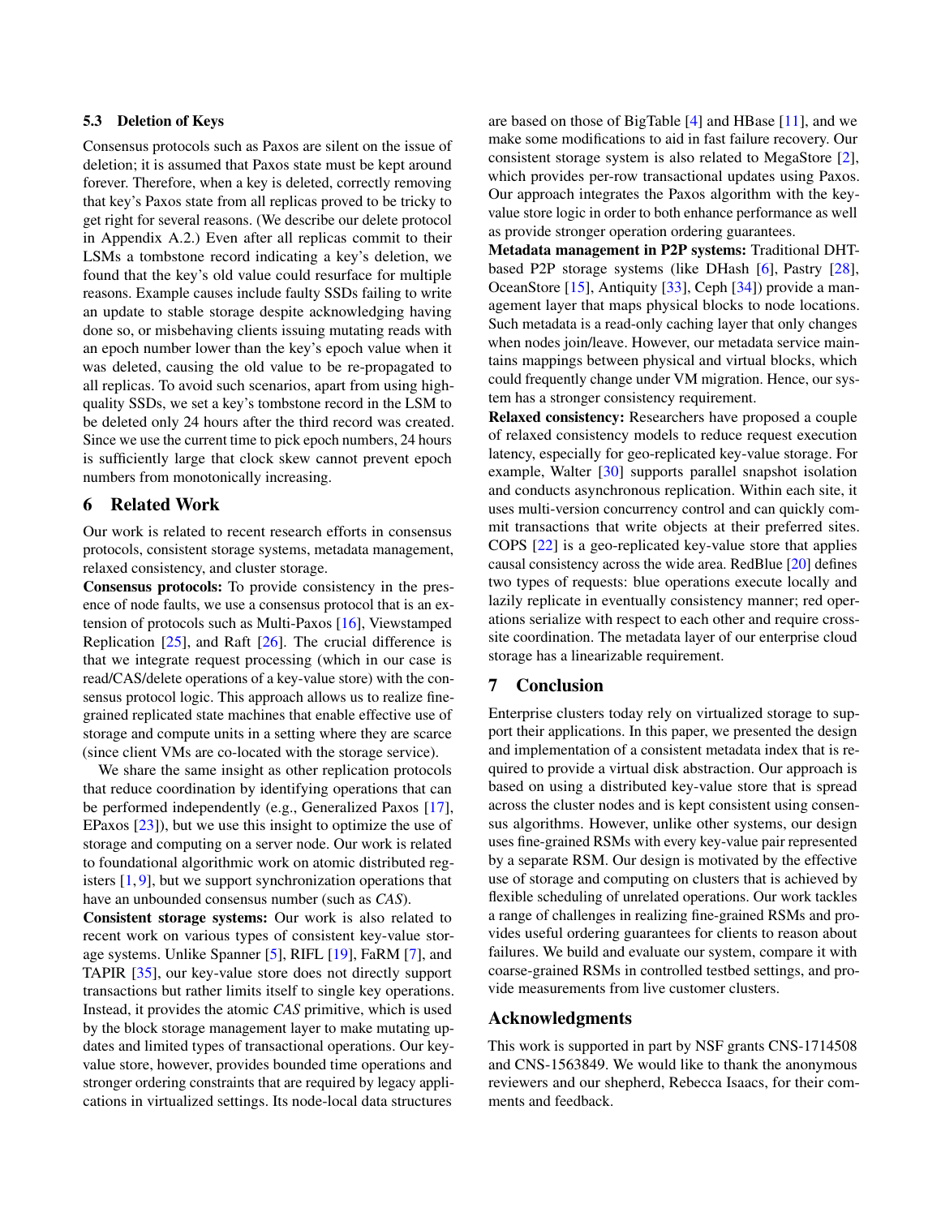### 5.3 Deletion of Keys

Consensus protocols such as Paxos are silent on the issue of deletion; it is assumed that Paxos state must be kept around forever. Therefore, when a key is deleted, correctly removing that key's Paxos state from all replicas proved to be tricky to get right for several reasons. (We describe our delete protocol in Appendix A.2.) Even after all replicas commit to their LSMs a tombstone record indicating a key's deletion, we found that the key's old value could resurface for multiple reasons. Example causes include faulty SSDs failing to write an update to stable storage despite acknowledging having done so, or misbehaving clients issuing mutating reads with an epoch number lower than the key's epoch value when it was deleted, causing the old value to be re-propagated to all replicas. To avoid such scenarios, apart from using high-quality SSDs, we set a key's tombstone record in the LSM to be deleted only 24 hours after the third record was created. Since we use the current time to pick epoch numbers, 24 hours is sufficiently large that clock skew cannot prevent epoch numbers from monotonically increasing.

## 6 Related Work

Our work is related to recent research efforts in consensus protocols, consistent storage systems, metadata management, relaxed consistency, and cluster storage.

**Consensus protocols:** To provide consistency in the presence of node faults, we use a consensus protocol that is an extension of protocols such as Multi-Paxos [16], Viewstamped Replication [25], and Raft [26]. The crucial difference is that we integrate request processing (which in our case is read/CAS/delete operations of a key-value store) with the consensus protocol logic. This approach allows us to realize fine-grained replicated state machines that enable effective use of storage and compute units in a setting where they are scarce (since client VMs are co-located with the storage service).

We share the same insight as other replication protocols that reduce coordination by identifying operations that can be performed independently (e.g., Generalized Paxos [17], EPaxos [23]), but we use this insight to optimize the use of storage and computing on a server node. Our work is related to foundational algorithmic work on atomic distributed registers [1, 9], but we support synchronization operations that have an unbounded consensus number (such as *CAS*).

**Consistent storage systems:** Our work is also related to recent work on various types of consistent key-value storage systems. Unlike Spanner [5], RIFL [19], FaRM [7], and TAPIR [35], our key-value store does not directly support transactions but rather limits itself to single key operations. Instead, it provides the atomic *CAS* primitive, which is used by the block storage management layer to make mutating updates and limited types of transactional operations. Our key-value store, however, provides bounded time operations and stronger ordering constraints that are required by legacy applications in virtualized settings. Its node-local data structures are based on those of BigTable [4] and HBase [11], and we make some modifications to aid in fast failure recovery. Our consistent storage system is also related to MegaStore [2], which provides per-row transactional updates using Paxos. Our approach integrates the Paxos algorithm with the key-value store logic in order to both enhance performance as well as provide stronger operation ordering guarantees.

**Metadata management in P2P systems:** Traditional DHT-based P2P storage systems (like DHash [6], Pastry [28], OceanStore [15], Antiquity [33], Ceph [34]) provide a management layer that maps physical blocks to node locations. Such metadata is a read-only caching layer that only changes when nodes join/leave. However, our metadata service maintains mappings between physical and virtual blocks, which could frequently change under VM migration. Hence, our system has a stronger consistency requirement.

**Relaxed consistency:** Researchers have proposed a couple of relaxed consistency models to reduce request execution latency, especially for geo-replicated key-value storage. For example, Walter [30] supports parallel snapshot isolation and conducts asynchronous replication. Within each site, it uses multi-version concurrency control and can quickly commit transactions that write objects at their preferred sites. COPS [22] is a geo-replicated key-value store that applies causal consistency across the wide area. RedBlue [20] defines two types of requests: blue operations execute locally and lazily replicate in eventually consistency manner; red operations serialize with respect to each other and require cross-site coordination. The metadata layer of our enterprise cloud storage has a linearizable requirement.

## 7 Conclusion

Enterprise clusters today rely on virtualized storage to support their applications. In this paper, we presented the design and implementation of a consistent metadata index that is required to provide a virtual disk abstraction. Our approach is based on using a distributed key-value store that is spread across the cluster nodes and is kept consistent using consensus algorithms. However, unlike other systems, our design uses fine-grained RSMs with every key-value pair represented by a separate RSM. Our design is motivated by the effective use of storage and computing on clusters that is achieved by flexible scheduling of unrelated operations. Our work tackles a range of challenges in realizing fine-grained RSMs and provides useful ordering guarantees for clients to reason about failures. We build and evaluate our system, compare it with coarse-grained RSMs in controlled testbed settings, and provide measurements from live customer clusters.

## Acknowledgments

This work is supported in part by NSF grants CNS-1714508 and CNS-1563849. We would like to thank the anonymous reviewers and our shepherd, Rebecca Isaacs, for their comments and feedback.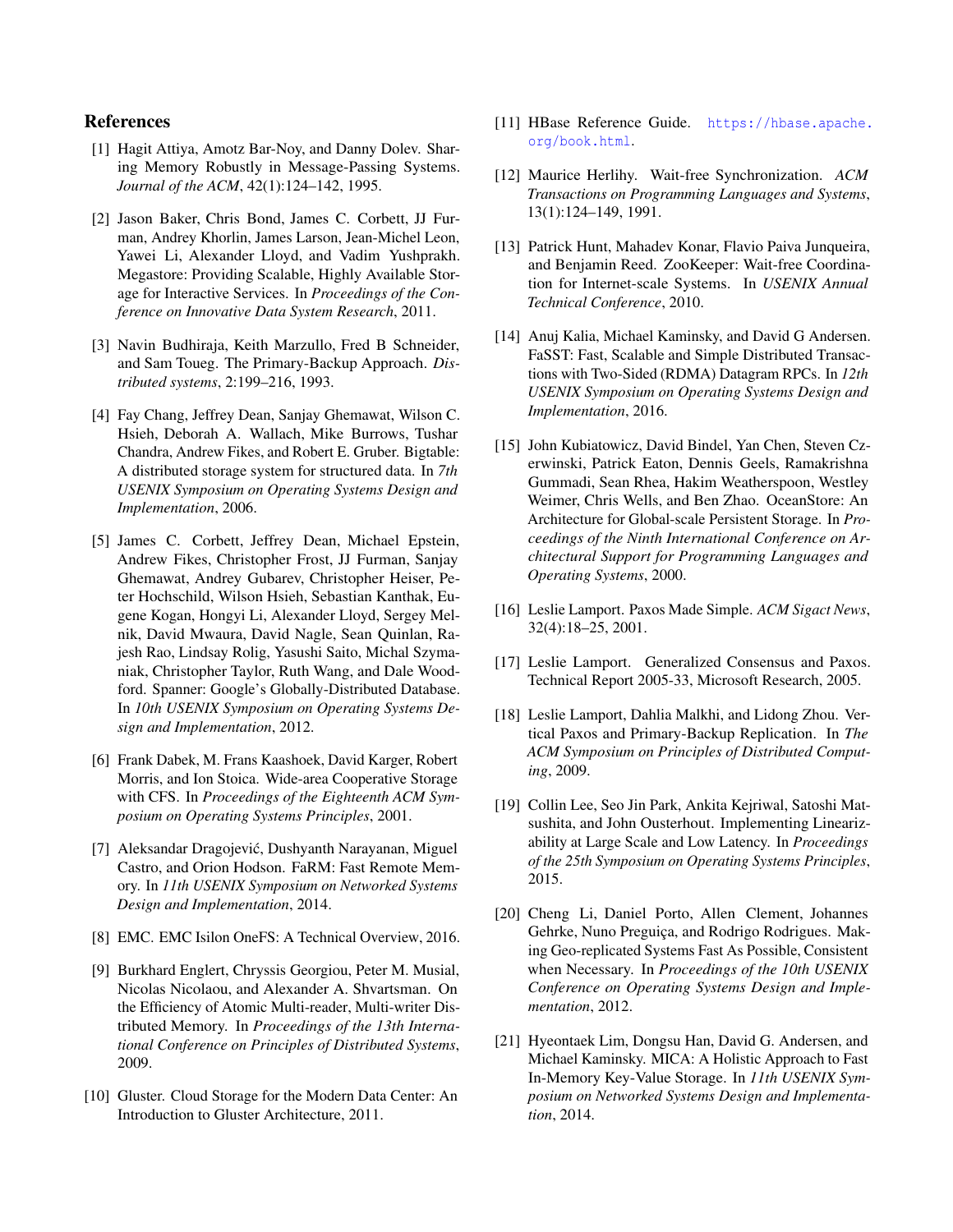## References

[1] Hagit Attiya, Amotz Bar-Noy, and Danny Dolev. Sharing Memory Robustly in Message-Passing Systems. *Journal of the ACM*, 42(1):124–142, 1995.

[2] Jason Baker, Chris Bond, James C. Corbett, JJ Furman, Andrey Khorlin, James Larson, Jean-Michel Leon, Yawei Li, Alexander Lloyd, and Vadim Yushprakh. Megastore: Providing Scalable, Highly Available Storage for Interactive Services. In *Proceedings of the Conference on Innovative Data System Research*, 2011.

[3] Navin Budhiraja, Keith Marzullo, Fred B Schneider, and Sam Toueg. The Primary-Backup Approach. *Distributed systems*, 2:199–216, 1993.

[4] Fay Chang, Jeffrey Dean, Sanjay Ghemawat, Wilson C. Hsieh, Deborah A. Wallach, Mike Burrows, Tushar Chandra, Andrew Fikes, and Robert E. Gruber. Bigtable: A distributed storage system for structured data. In *7th USENIX Symposium on Operating Systems Design and Implementation*, 2006.

[5] James C. Corbett, Jeffrey Dean, Michael Epstein, Andrew Fikes, Christopher Frost, JJ Furman, Sanjay Ghemawat, Andrey Gubarev, Christopher Heiser, Peter Hochschild, Wilson Hsieh, Sebastian Kanthak, Eugene Kogan, Hongyi Li, Alexander Lloyd, Sergey Melnik, David Mwaura, David Nagle, Sean Quinlan, Rajesh Rao, Lindsay Rolig, Yasushi Saito, Michal Szymaniak, Christopher Taylor, Ruth Wang, and Dale Woodford. Spanner: Google's Globally-Distributed Database. In *10th USENIX Symposium on Operating Systems Design and Implementation*, 2012.

[6] Frank Dabek, M. Frans Kaashoek, David Karger, Robert Morris, and Ion Stoica. Wide-area Cooperative Storage with CFS. In *Proceedings of the Eighteenth ACM Symposium on Operating Systems Principles*, 2001.

[7] Aleksandar Dragojević, Dushyanth Narayanan, Miguel Castro, and Orion Hodson. FaRM: Fast Remote Memory. In *11th USENIX Symposium on Networked Systems Design and Implementation*, 2014.

[8] EMC. EMC Isilon OneFS: A Technical Overview, 2016.

[9] Burkhard Englert, Chryssis Georgiou, Peter M. Musial, Nicolas Nicolaou, and Alexander A. Shvartsman. On the Efficiency of Atomic Multi-reader, Multi-writer Distributed Memory. In *Proceedings of the 13th International Conference on Principles of Distributed Systems*, 2009.

[10] Gluster. Cloud Storage for the Modern Data Center: An Introduction to Gluster Architecture, 2011.

[11] HBase Reference Guide. https://hbase.apache.org/book.html.

[12] Maurice Herlihy. Wait-free Synchronization. *ACM Transactions on Programming Languages and Systems*, 13(1):124–149, 1991.

[13] Patrick Hunt, Mahadev Konar, Flavio Paiva Junqueira, and Benjamin Reed. ZooKeeper: Wait-free Coordination for Internet-scale Systems. In *USENIX Annual Technical Conference*, 2010.

[14] Anuj Kalia, Michael Kaminsky, and David G Andersen. FaSST: Fast, Scalable and Simple Distributed Transactions with Two-Sided (RDMA) Datagram RPCs. In *12th USENIX Symposium on Operating Systems Design and Implementation*, 2016.

[15] John Kubiatowicz, David Bindel, Yan Chen, Steven Czerwinski, Patrick Eaton, Dennis Geels, Ramakrishna Gummadi, Sean Rhea, Hakim Weatherspoon, Westley Weimer, Chris Wells, and Ben Zhao. OceanStore: An Architecture for Global-scale Persistent Storage. In *Proceedings of the Ninth International Conference on Architectural Support for Programming Languages and Operating Systems*, 2000.

[16] Leslie Lamport. Paxos Made Simple. *ACM Sigact News*, 32(4):18–25, 2001.

[17] Leslie Lamport. Generalized Consensus and Paxos. Technical Report 2005-33, Microsoft Research, 2005.

[18] Leslie Lamport, Dahlia Malkhi, and Lidong Zhou. Vertical Paxos and Primary-Backup Replication. In *The ACM Symposium on Principles of Distributed Computing*, 2009.

[19] Collin Lee, Seo Jin Park, Ankita Kejriwal, Satoshi Matsushita, and John Ousterhout. Implementing Linearizability at Large Scale and Low Latency. In *Proceedings of the 25th Symposium on Operating Systems Principles*, 2015.

[20] Cheng Li, Daniel Porto, Allen Clement, Johannes Gehrke, Nuno Preguiça, and Rodrigo Rodrigues. Making Geo-replicated Systems Fast As Possible, Consistent when Necessary. In *Proceedings of the 10th USENIX Conference on Operating Systems Design and Implementation*, 2012.

[21] Hyeontaek Lim, Dongsu Han, David G. Andersen, and Michael Kaminsky. MICA: A Holistic Approach to Fast In-Memory Key-Value Storage. In *11th USENIX Symposium on Networked Systems Design and Implementation*, 2014.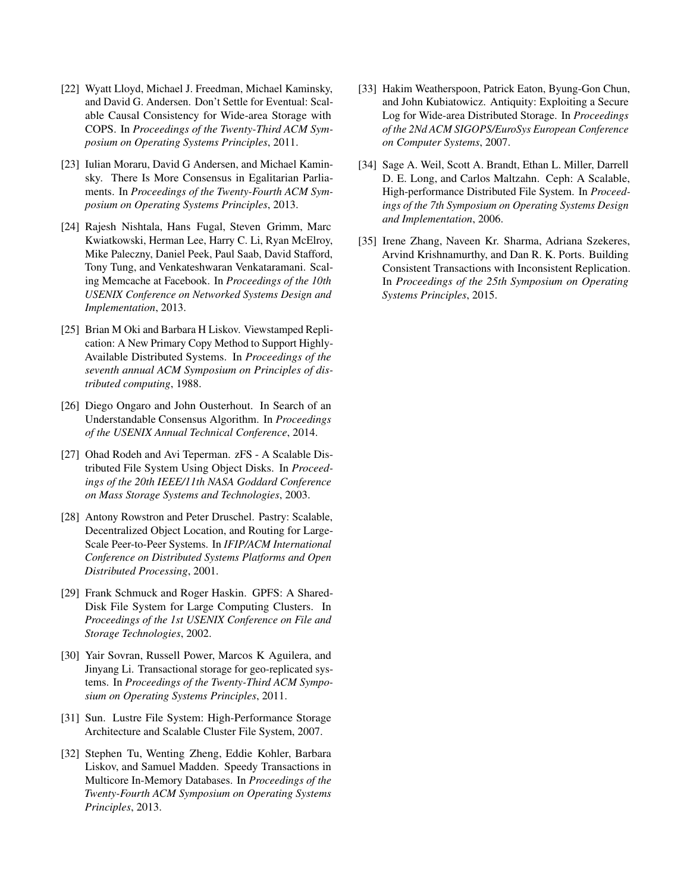[22] Wyatt Lloyd, Michael J. Freedman, Michael Kaminsky, and David G. Andersen. Don't Settle for Eventual: Scalable Causal Consistency for Wide-area Storage with COPS. In *Proceedings of the Twenty-Third ACM Symposium on Operating Systems Principles*, 2011.

[23] Iulian Moraru, David G Andersen, and Michael Kaminsky. There Is More Consensus in Egalitarian Parliaments. In *Proceedings of the Twenty-Fourth ACM Symposium on Operating Systems Principles*, 2013.

[24] Rajesh Nishtala, Hans Fugal, Steven Grimm, Marc Kwiatkowski, Herman Lee, Harry C. Li, Ryan McElroy, Mike Paleczny, Daniel Peek, Paul Saab, David Stafford, Tony Tung, and Venkateshwaran Venkataramani. Scaling Memcache at Facebook. In *Proceedings of the 10th USENIX Conference on Networked Systems Design and Implementation*, 2013.

[25] Brian M Oki and Barbara H Liskov. Viewstamped Replication: A New Primary Copy Method to Support Highly-Available Distributed Systems. In *Proceedings of the seventh annual ACM Symposium on Principles of distributed computing*, 1988.

[26] Diego Ongaro and John Ousterhout. In Search of an Understandable Consensus Algorithm. In *Proceedings of the USENIX Annual Technical Conference*, 2014.

[27] Ohad Rodeh and Avi Teperman. zFS - A Scalable Distributed File System Using Object Disks. In *Proceedings of the 20th IEEE/11th NASA Goddard Conference on Mass Storage Systems and Technologies*, 2003.

[28] Antony Rowstron and Peter Druschel. Pastry: Scalable, Decentralized Object Location, and Routing for Large-Scale Peer-to-Peer Systems. In *IFIP/ACM International Conference on Distributed Systems Platforms and Open Distributed Processing*, 2001.

[29] Frank Schmuck and Roger Haskin. GPFS: A Shared-Disk File System for Large Computing Clusters. In *Proceedings of the 1st USENIX Conference on File and Storage Technologies*, 2002.

[30] Yair Sovran, Russell Power, Marcos K Aguilera, and Jinyang Li. Transactional storage for geo-replicated systems. In *Proceedings of the Twenty-Third ACM Symposium on Operating Systems Principles*, 2011.

[31] Sun. Lustre File System: High-Performance Storage Architecture and Scalable Cluster File System, 2007.

[32] Stephen Tu, Wenting Zheng, Eddie Kohler, Barbara Liskov, and Samuel Madden. Speedy Transactions in Multicore In-Memory Databases. In *Proceedings of the Twenty-Fourth ACM Symposium on Operating Systems Principles*, 2013.

[33] Hakim Weatherspoon, Patrick Eaton, Byung-Gon Chun, and John Kubiatowicz. Antiquity: Exploiting a Secure Log for Wide-area Distributed Storage. In *Proceedings of the 2Nd ACM SIGOPS/EuroSys European Conference on Computer Systems*, 2007.

[34] Sage A. Weil, Scott A. Brandt, Ethan L. Miller, Darrell D. E. Long, and Carlos Maltzahn. Ceph: A Scalable, High-performance Distributed File System. In *Proceedings of the 7th Symposium on Operating Systems Design and Implementation*, 2006.

[35] Irene Zhang, Naveen Kr. Sharma, Adriana Szekeres, Arvind Krishnamurthy, and Dan R. K. Ports. Building Consistent Transactions with Inconsistent Replication. In *Proceedings of the 25th Symposium on Operating Systems Principles*, 2015.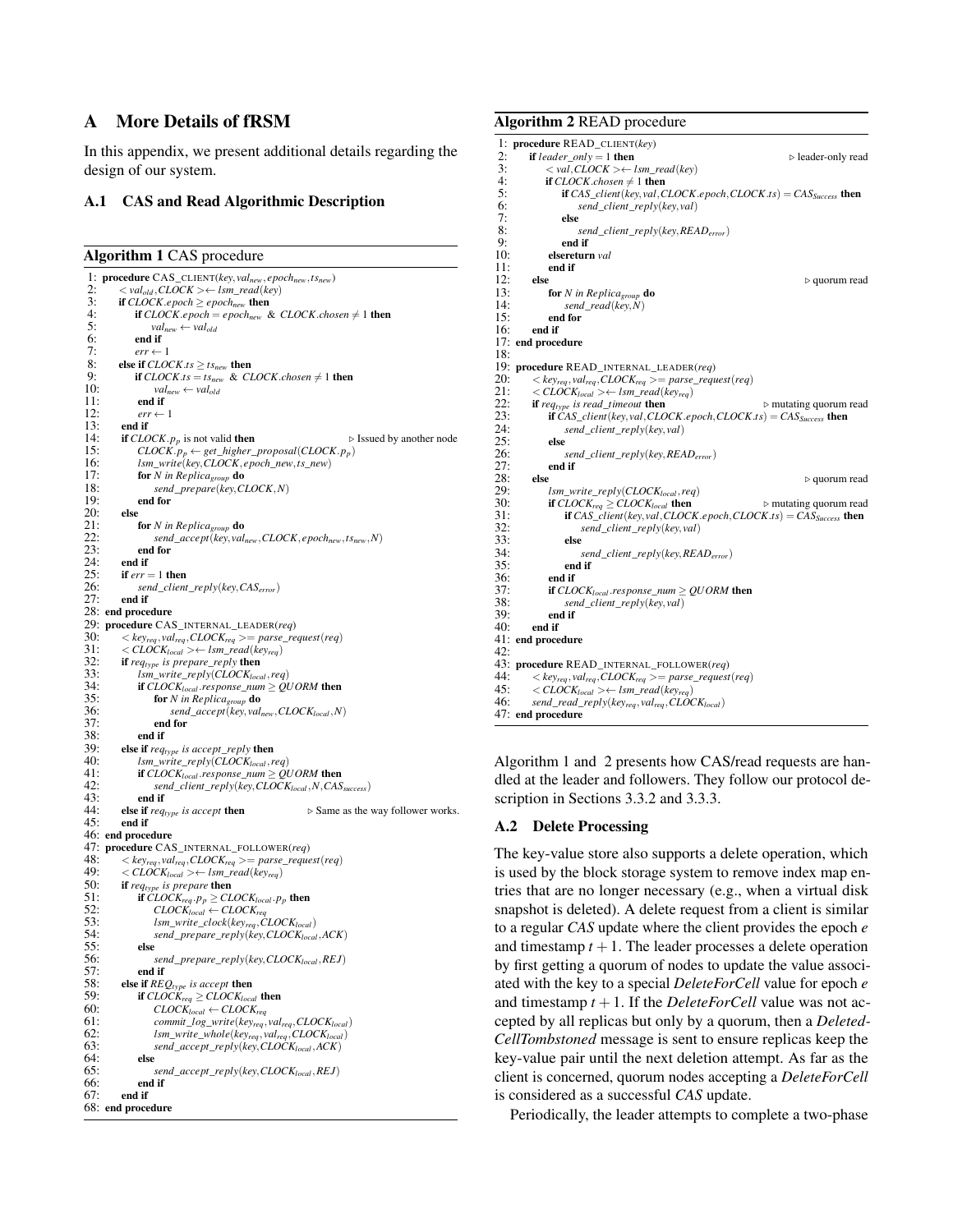# A More Details of fRSM

In this appendix, we present additional details regarding the design of our system.

## A.1 CAS and Read Algorithmic Description

**Algorithm 1** CAS procedure

```
1: procedure CAS_CLIENT(key, val_new, epoch_new, ts_new)
2:     <val_old, CLOCK> ← lsm_read(key)
3:     if CLOCK.epoch ≥ epoch_new then
4:         if CLOCK.epoch = epoch_new & CLOCK.chosen ≠ 1 then
5:             val_new ← val_old
6:         end if
7:         err ← 1
8:     else if CLOCK.ts ≥ ts_new then
9:         if CLOCK.ts = ts_new & CLOCK.chosen ≠ 1 then
10:            val_new ← val_old
11:        end if
12:        err ← 1
13:    end if
14:    if CLOCK.p_p is not valid then                    ▷ Issued by another node
15:        CLOCK.p_p ← get_higher_proposal(CLOCK.p_p)
16:        lsm_write(key, CLOCK, epoch_new, ts_new)
17:        for N in Replica_group do
18:            send_prepare(key, CLOCK, N)
19:        end for
20:    else
21:        for N in Replica_group do
22:            send_accept(key, val_new, CLOCK, epoch_new, ts_new, N)
23:        end for
24:    end if
25:    if err = 1 then
26:        send_client_reply(key, CAS_error)
27:    end if
28: end procedure
29: procedure CAS_INTERNAL_LEADER(req)
30:    <key_req, val_req, CLOCK_req >= parse_request(req)
31:    <CLOCK_local >← lsm_read(key_req)
32:    if req_type is prepare_reply then
33:        lsm_write_reply(CLOCK_local, req)
34:        if CLOCK_local.response_num ≥ QUORM then
35:            for N in Replica_group do
36:                send_accept(key, val_new, CLOCK_local, N)
37:            end for
38:        end if
39:    else if req_type is accept_reply then
40:        lsm_write_reply(CLOCK_local, req)
41:        if CLOCK_local.response_num ≥ QUORM then
42:            send_client_reply(key, CLOCK_local, N, CAS_success)
43:        end if
44:    else if req_type is accept then                  ▷ Same as the way follower works.
45:    end if
46: end procedure
47: procedure CAS_INTERNAL_FOLLOWER(req)
48:    <key_req, val_req, CLOCK_req >= parse_request(req)
49:    <CLOCK_local >← lsm_read(key_req)
50:    if req_type is prepare then
51:        if CLOCK_req.p_p ≥ CLOCK_local.p_p then
52:            CLOCK_local ← CLOCK_req
53:            lsm_write_clock(key_req, CLOCK_local)
54:            send_prepare_reply(key, CLOCK_local, ACK)
55:        else
56:            send_prepare_reply(key, CLOCK_local, REJ)
57:        end if
58:    else if REQ_type is accept then
59:        if CLOCK_req ≥ CLOCK_local then
60:            CLOCK_local ← CLOCK_req
61:            commit_log_write(key_req, val_req, CLOCK_local)
62:            lsm_write_whole(key_req, val_req, CLOCK_local)
63:            send_accept_reply(key, CLOCK_local, ACK)
64:        else
65:            send_accept_reply(key, CLOCK_local, REJ)
66:        end if
67:    end if
68: end procedure
```

**Algorithm 2** READ procedure

```
1: procedure READ_CLIENT(key)
2:     if leader_only = 1 then                          ▷ leader-only read
3:         <val, CLOCK >← lsm_read(key)
4:         if CLOCK.chosen ≠ 1 then
5:             if CAS_client(key, val, CLOCK.epoch, CLOCK.ts) = CAS_Success then
6:                 send_client_reply(key, val)
7:             else
8:                 send_client_reply(key, READ_error)
9:             end if
10:        elsereturn val
11:        end if
12:    else                                             ▷ quorum read
13:        for N in Replica_group do
14:            send_read(key, N)
15:        end for
16:    end if
17: end procedure
18:
19: procedure READ_INTERNAL_LEADER(req)
20:    <key_req, val_req, CLOCK_req >= parse_request(req)
21:    <CLOCK_local >← lsm_read(key_req)
22:    if req_type is read_timeout then                 ▷ mutating quorum read
23:        if CAS_client(key, val, CLOCK.epoch, CLOCK.ts) = CAS_Success then
24:            send_client_reply(key, val)
25:        else
26:            send_client_reply(key, READ_error)
27:        end if
28:    else                                             ▷ quorum read
29:        lsm_write_reply(CLOCK_local, req)
30:        if CLOCK_req ≥ CLOCK_local then              ▷ mutating quorum read
31:            if CAS_client(key, val, CLOCK.epoch, CLOCK.ts) = CAS_Success then
32:                send_client_reply(key, val)
33:            else
34:                send_client_reply(key, READ_error)
35:            end if
36:        end if
37:        if CLOCK_local.response_num ≥ QUORM then
38:            send_client_reply(key, val)
39:        end if
40:    end if
41: end procedure
42:
43: procedure READ_INTERNAL_FOLLOWER(req)
44:    <key_req, val_req, CLOCK_req >= parse_request(req)
45:    <CLOCK_local >← lsm_read(key_req)
46:    send_read_reply(key_req, val_req, CLOCK_local)
47: end procedure
```

Algorithm 1 and 2 presents how CAS/read requests are handled at the leader and followers. They follow our protocol description in Sections 3.3.2 and 3.3.3.

## A.2 Delete Processing

The key-value store also supports a delete operation, which is used by the block storage system to remove index map entries that are no longer necessary (e.g., when a virtual disk snapshot is deleted). A delete request from a client is similar to a regular *CAS* update where the client provides the epoch $e$ and timestamp $t+1$. The leader processes a delete operation by first getting a quorum of nodes to update the value associated with the key to a special *DeleteForCell* value for epoch $e$ and timestamp $t+1$. If the *DeleteForCell* value was not accepted by all replicas but only by a quorum, then a *DeletedCellTombstoned* message is sent to ensure replicas keep the key-value pair until the next deletion attempt. As far as the client is concerned, quorum nodes accepting a *DeleteForCell* is considered as a successful *CAS* update.

Periodically, the leader attempts to complete a two-phase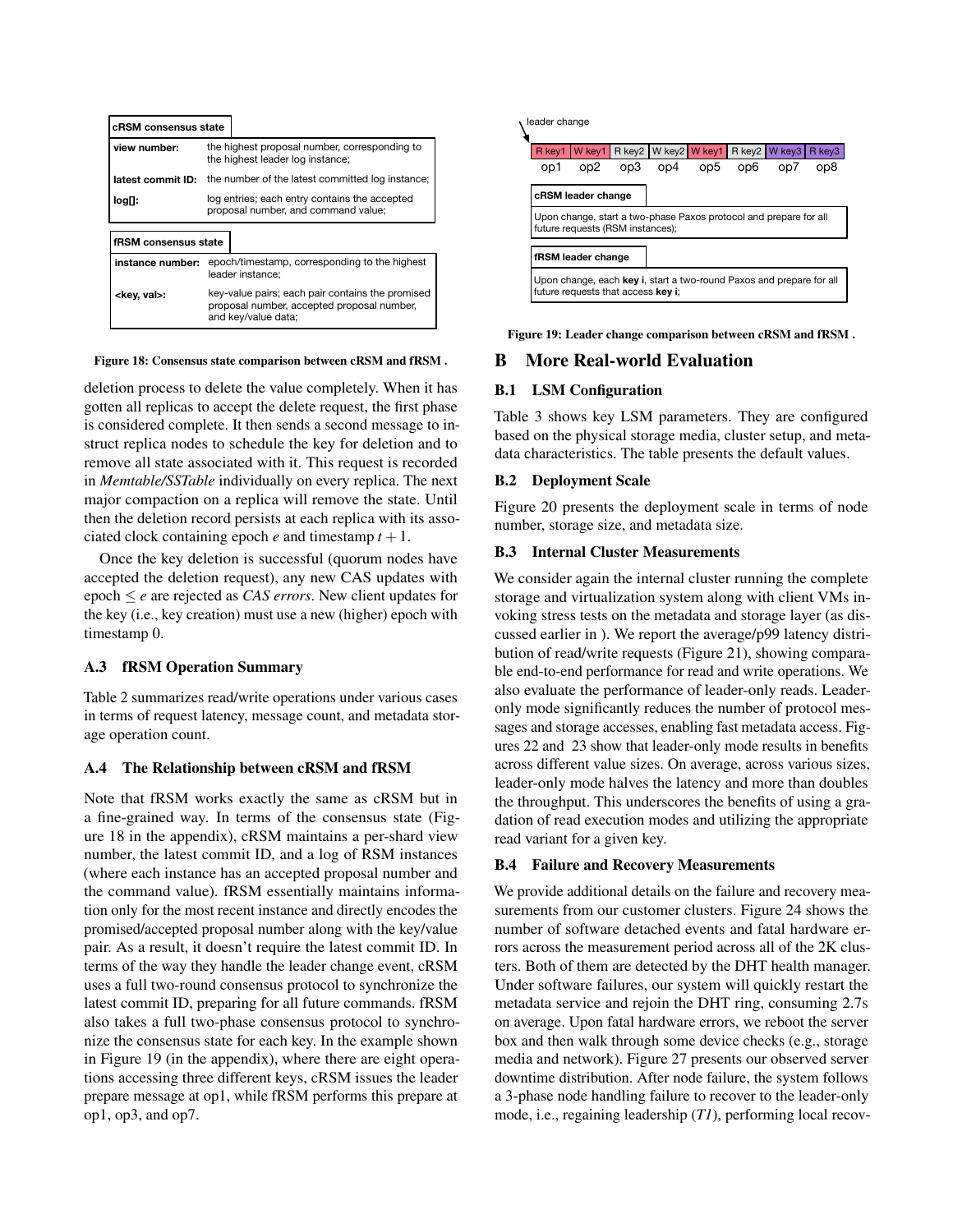**cRSM consensus state**

| | |
|---|---|
| **view number:** | the highest proposal number, corresponding to the highest leader log instance; |
| **latest commit ID:** | the number of the latest committed log instance; |
| **log[]:** | log entries; each entry contains the accepted proposal number, and command value; |

**fRSM consensus state**

| | |
|---|---|
| **instance number:** | epoch/timestamp, corresponding to the highest leader instance; |
| **<key, val>:** | key-value pairs; each pair contains the promised proposal number, accepted proposal number, and key/value data; |

**Figure 18: Consensus state comparison between cRSM and fRSM .**

deletion process to delete the value completely. When it has gotten all replicas to accept the delete request, the first phase is considered complete. It then sends a second message to instruct replica nodes to schedule the key for deletion and to remove all state associated with it. This request is recorded in *Memtable/SSTable* individually on every replica. The next major compaction on a replica will remove the state. Until then the deletion record persists at each replica with its associated clock containing epoch $e$ and timestamp $t+1$.

Once the key deletion is successful (quorum nodes have accepted the deletion request), any new CAS updates with epoch $\leq e$ are rejected as *CAS errors*. New client updates for the key (i.e., key creation) must use a new (higher) epoch with timestamp 0.

### A.3 fRSM Operation Summary

Table 2 summarizes read/write operations under various cases in terms of request latency, message count, and metadata storage operation count.

### A.4 The Relationship between cRSM and fRSM

Note that fRSM works exactly the same as cRSM but in a fine-grained way. In terms of the consensus state (Figure 18 in the appendix), cRSM maintains a per-shard view number, the latest commit ID, and a log of RSM instances (where each instance has an accepted proposal number and the command value). fRSM essentially maintains information only for the most recent instance and directly encodes the promised/accepted proposal number along with the key/value pair. As a result, it doesn't require the latest commit ID. In terms of the way they handle the leader change event, cRSM uses a full two-round consensus protocol to synchronize the latest commit ID, preparing for all future commands. fRSM also takes a full two-phase consensus protocol to synchronize the consensus state for each key. In the example shown in Figure 19 (in the appendix), where there are eight operations accessing three different keys, cRSM issues the leader prepare message at op1, while fRSM performs this prepare at op1, op3, and op7.

leader change

| R key1 | W key1 | R key2 | W key2 | W key1 | R key2 | W key3 | R key3 |
|---|---|---|---|---|---|---|---|
| op1 | op2 | op3 | op4 | op5 | op6 | op7 | op8 |

**cRSM leader change**

Upon change, start a two-phase Paxos protocol and prepare for all future requests (RSM instances);

**fRSM leader change**

Upon change, each **key i**, start a two-round Paxos and prepare for all future requests that access **key i**;

**Figure 19: Leader change comparison between cRSM and fRSM .**

## B More Real-world Evaluation

### B.1 LSM Configuration

Table 3 shows key LSM parameters. They are configured based on the physical storage media, cluster setup, and metadata characteristics. The table presents the default values.

### B.2 Deployment Scale

Figure 20 presents the deployment scale in terms of node number, storage size, and metadata size.

### B.3 Internal Cluster Measurements

We consider again the internal cluster running the complete storage and virtualization system along with client VMs invoking stress tests on the metadata and storage layer (as discussed earlier in ). We report the average/p99 latency distribution of read/write requests (Figure 21), showing comparable end-to-end performance for read and write operations. We also evaluate the performance of leader-only reads. Leader-only mode significantly reduces the number of protocol messages and storage accesses, enabling fast metadata access. Figures 22 and 23 show that leader-only mode results in benefits across different value sizes. On average, across various sizes, leader-only mode halves the latency and more than doubles the throughput. This underscores the benefits of using a gradation of read execution modes and utilizing the appropriate read variant for a given key.

### B.4 Failure and Recovery Measurements

We provide additional details on the failure and recovery measurements from our customer clusters. Figure 24 shows the number of software detached events and fatal hardware errors across the measurement period across all of the 2K clusters. Both of them are detected by the DHT health manager. Under software failures, our system will quickly restart the metadata service and rejoin the DHT ring, consuming 2.7s on average. Upon fatal hardware errors, we reboot the server box and then walk through some device checks (e.g., storage media and network). Figure 27 presents our observed server downtime distribution. After node failure, the system follows a 3-phase node handling failure to recover to the leader-only mode, i.e., regaining leadership (*T1*), performing local recov-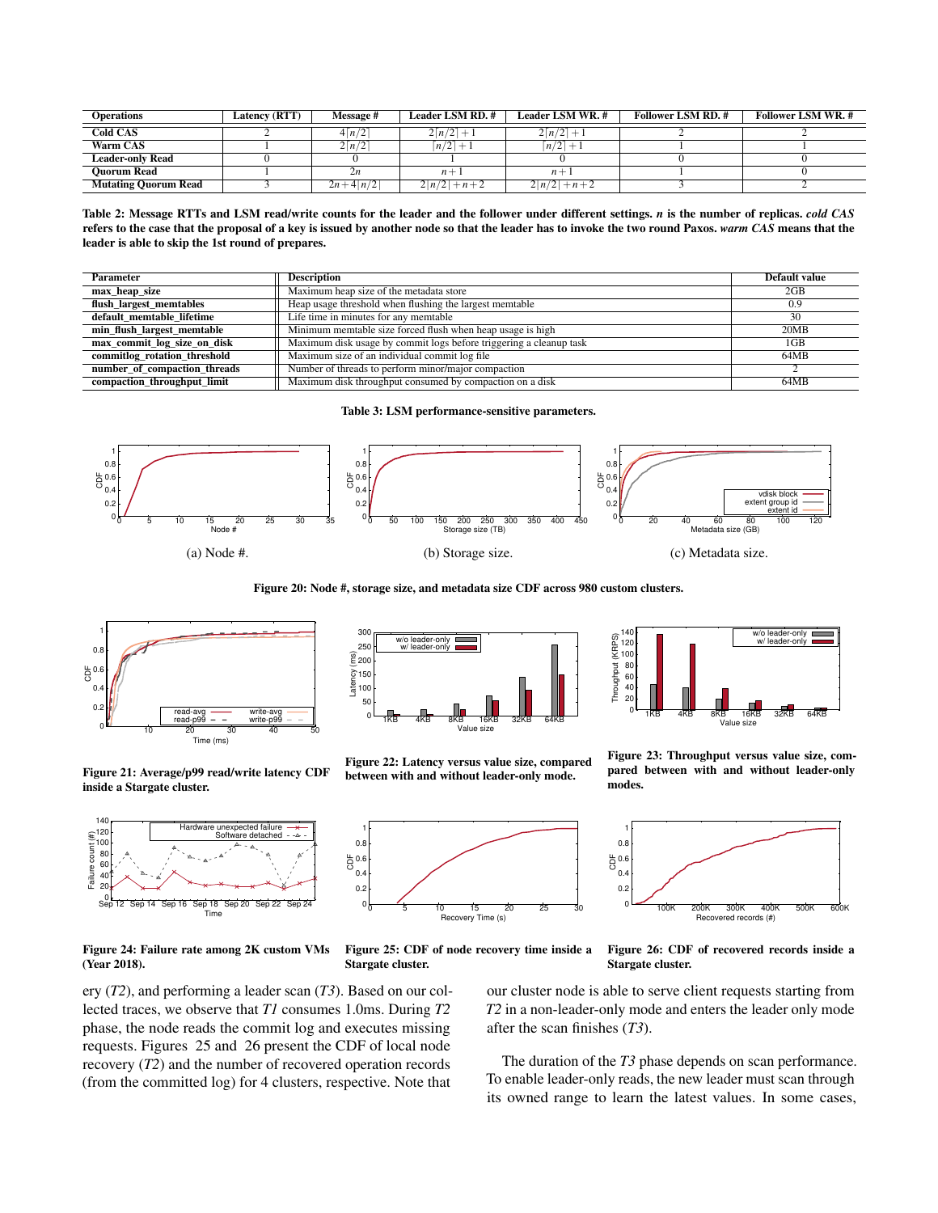| Operations | Latency (RTT) | Message # | Leader LSM RD. # | Leader LSM WR. # | Follower LSM RD. # | Follower LSM WR. # |
|---|---|---|---|---|---|---|
| Cold CAS | 2 | $4\lfloor n/2 \rfloor$ | $2\lfloor n/2 \rfloor + 1$ | $2\lfloor n/2 \rfloor + 1$ | 2 | 2 |
| Warm CAS | 1 | $2\lfloor n/2 \rfloor$ | $\lfloor n/2 \rfloor + 1$ | $\lfloor n/2 \rfloor + 1$ | 1 | 1 |
| Leader-only Read | 0 | 0 | 1 | 0 | 0 | 0 |
| Quorum Read | 1 | $2n$ | $n+1$ | $n+1$ | 1 | 0 |
| Mutating Quorum Read | 3 | $2n + 4\lfloor n/2 \rfloor$ | $2\lfloor n/2 \rfloor + n + 2$ | $2\lfloor n/2 \rfloor + n + 2$ | 3 | 2 |

**Table 2: Message RTTs and LSM read/write counts for the leader and the follower under different settings. *n* is the number of replicas. *cold CAS* refers to the case that the proposal of a key is issued by another node so that the leader has to invoke the two round Paxos. *warm CAS* means that the leader is able to skip the 1st round of prepares.**

| Parameter | Description | Default value |
|---|---|---|
| **max_heap_size** | Maximum heap size of the metadata store | 2GB |
| **flush_largest_memtables** | Heap usage threshold when flushing the largest memtable | 0.9 |
| **default_memtable_lifetime** | Life time in minutes for any memtable | 30 |
| **min_flush_largest_memtable** | Minimum memtable size forced flush when heap usage is high | 20MB |
| **max_commit_log_size_on_disk** | Maximum disk usage by commit logs before triggering a cleanup task | 1GB |
| **commitlog_rotation_threshold** | Maximum size of an individual commit log file | 64MB |
| **number_of_compaction_threads** | Number of threads to perform minor/major compaction | 2 |
| **compaction_throughput_limit** | Maximum disk throughput consumed by compaction on a disk | 64MB |

**Table 3: LSM performance-sensitive parameters.**

(a) Node #.

(b) Storage size.

(c) Metadata size.

**Figure 20: Node #, storage size, and metadata size CDF across 980 custom clusters.**

**Figure 21: Average/p99 read/write latency CDF inside a Stargate cluster.**

**Figure 22: Latency versus value size, compared between with and without leader-only mode.**

**Figure 23: Throughput versus value size, compared between with and without leader-only modes.**

**Figure 24: Failure rate among 2K custom VMs (Year 2018).**

**Figure 25: CDF of node recovery time inside a Stargate cluster.**

**Figure 26: CDF of recovered records inside a Stargate cluster.**

ery (*T2*), and performing a leader scan (*T3*). Based on our collected traces, we observe that *T1* consumes 1.0ms. During *T2* phase, the node reads the commit log and executes missing requests. Figures 25 and 26 present the CDF of local node recovery (*T2*) and the number of recovered operation records (from the committed log) for 4 clusters, respective. Note that our cluster node is able to serve client requests starting from *T2* in a non-leader-only mode and enters the leader only mode after the scan finishes (*T3*).

The duration of the *T3* phase depends on scan performance. To enable leader-only reads, the new leader must scan through its owned range to learn the latest values. In some cases,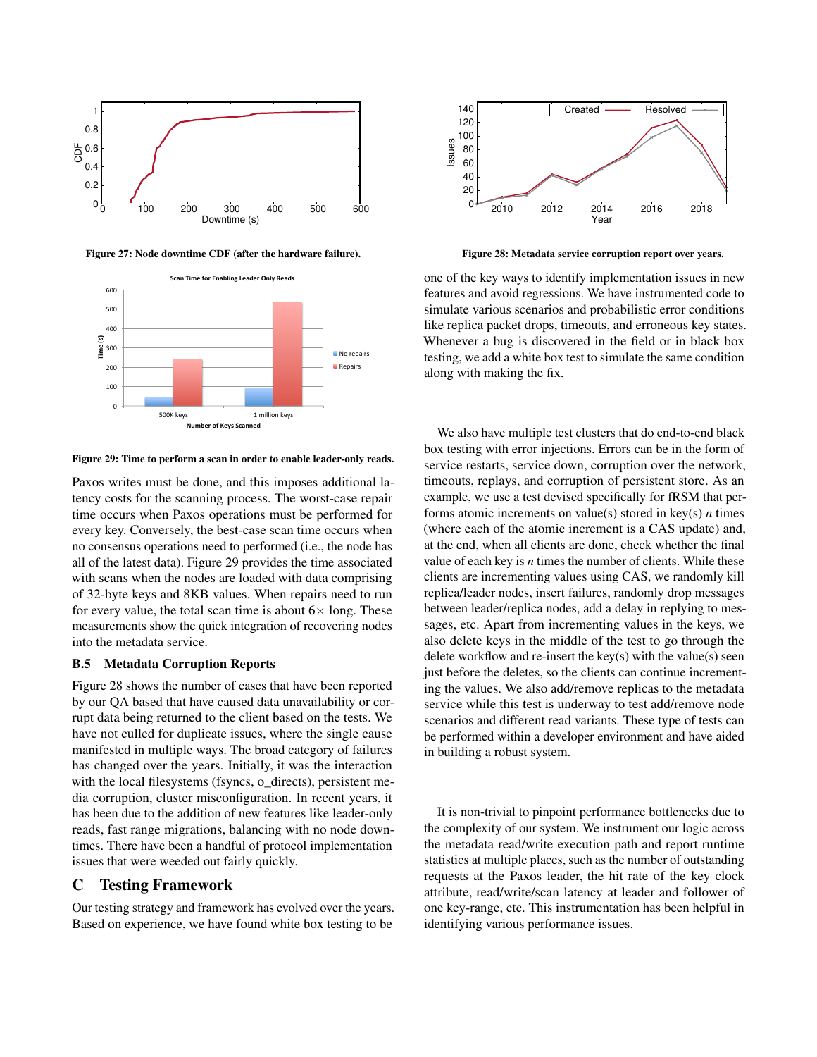1
0.8
CDF 0.6
0.4
0.2
0
0 100 200 300 400 500 600
Downtime (s)

**Figure 27: Node downtime CDF (after the hardware failure).**

Scan Time for Enabling Leader Only Reads
Time (s)
600
500
400
300
200
100
0
500K keys
1 million keys
Number of Keys Scanned
No repairs
Repairs

**Figure 29: Time to perform a scan in order to enable leader-only reads.**

Paxos writes must be done, and this imposes additional latency costs for the scanning process. The worst-case repair time occurs when Paxos operations must be performed for every key. Conversely, the best-case scan time occurs when no consensus operations need to performed (i.e., the node has all of the latest data). Figure 29 provides the time associated with scans when the nodes are loaded with data comprising of 32-byte keys and 8KB values. When repairs need to run for every value, the total scan time is about 6× long. These measurements show the quick integration of recovering nodes into the metadata service.

### B.5 Metadata Corruption Reports

Figure 28 shows the number of cases that have been reported by our QA based that have caused data unavailability or corrupt data being returned to the client based on the tests. We have not culled for duplicate issues, where the single cause manifested in multiple ways. The broad category of failures has changed over the years. Initially, it was the interaction with the local filesystems (fsyncs, o_directs), persistent media corruption, cluster misconfiguration. In recent years, it has been due to the addition of new features like leader-only reads, fast range migrations, balancing with no node downtimes. There have been a handful of protocol implementation issues that were weeded out fairly quickly.

## C Testing Framework

Our testing strategy and framework has evolved over the years. Based on experience, we have found white box testing to be

140
120
100
Issues 80
60
40
20
0
Created
Resolved
2010 2012 2014 2016 2018
Year

**Figure 28: Metadata service corruption report over years.**

one of the key ways to identify implementation issues in new features and avoid regressions. We have instrumented code to simulate various scenarios and probabilistic error conditions like replica packet drops, timeouts, and erroneous key states. Whenever a bug is discovered in the field or in black box testing, we add a white box test to simulate the same condition along with making the fix.

We also have multiple test clusters that do end-to-end black box testing with error injections. Errors can be in the form of service restarts, service down, corruption over the network, timeouts, replays, and corruption of persistent store. As an example, we use a test devised specifically for fRSM that performs atomic increments on value(s) stored in key(s) *n* times (where each of the atomic increment is a CAS update) and, at the end, when all clients are done, check whether the final value of each key is *n* times the number of clients. While these clients are incrementing values using CAS, we randomly kill replica/leader nodes, insert failures, randomly drop messages between leader/replica nodes, add a delay in replying to messages, etc. Apart from incrementing values in the keys, we also delete keys in the middle of the test to go through the delete workflow and re-insert the key(s) with the value(s) seen just before the deletes, so the clients can continue incrementing the values. We also add/remove replicas to the metadata service while this test is underway to test add/remove node scenarios and different read variants. These type of tests can be performed within a developer environment and have aided in building a robust system.

It is non-trivial to pinpoint performance bottlenecks due to the complexity of our system. We instrument our logic across the metadata read/write execution path and report runtime statistics at multiple places, such as the number of outstanding requests at the Paxos leader, the hit rate of the key clock attribute, read/write/scan latency at leader and follower of one key-range, etc. This instrumentation has been helpful in identifying various performance issues.